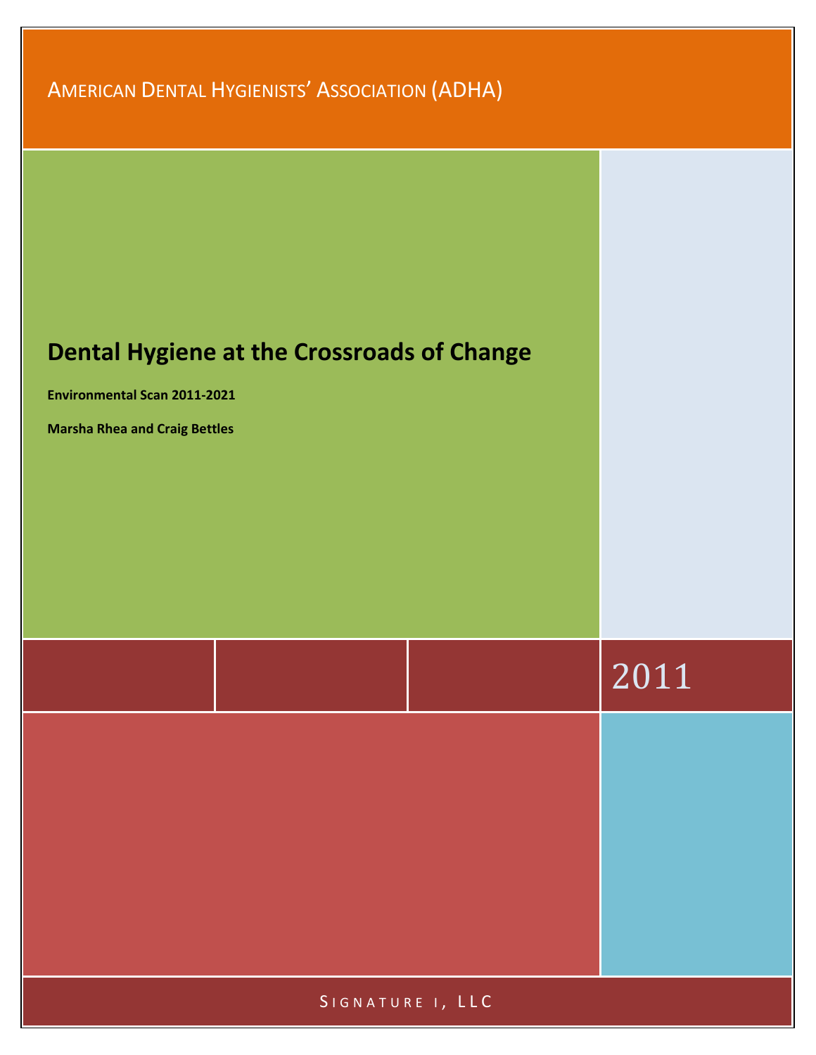American Dental Hygienists' Association (ADHA)

# Dental Hygiene at the Crossroads of Change

**Environmental Scan 2011-2021**

**Marsha Rhea and Craig Bettles**

2011

Signature i, LLC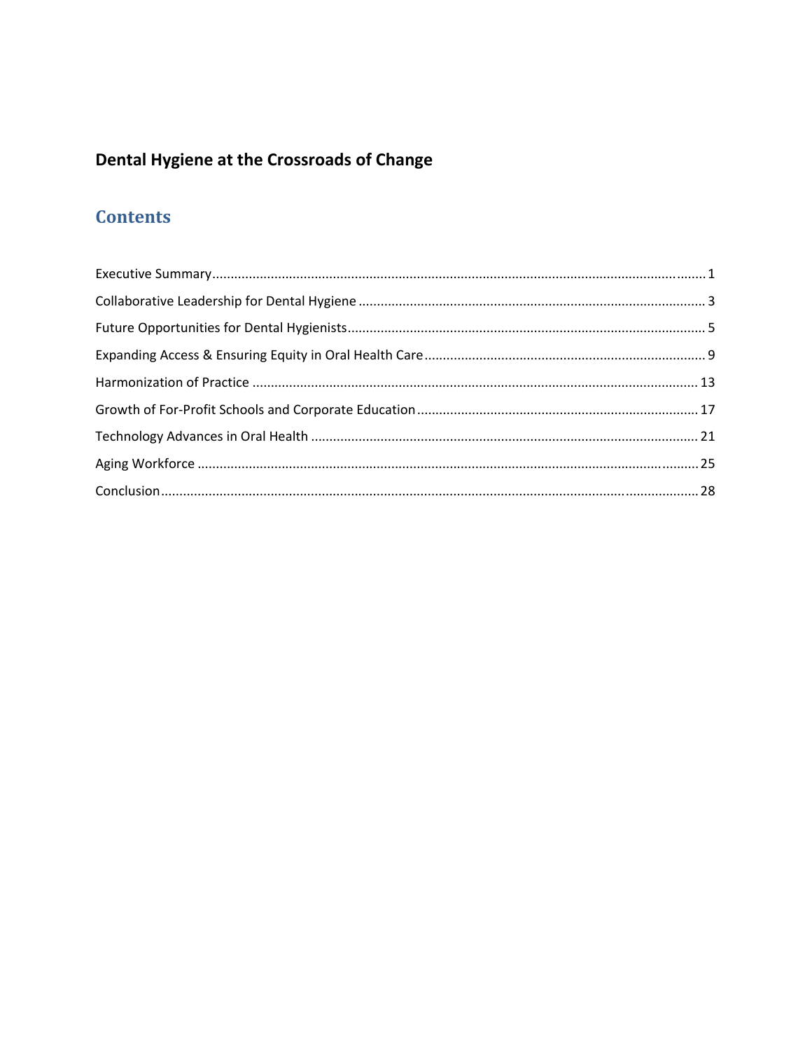**Dental Hygiene at the Crossroads of Change**

## Contents

Executive Summary ..... 1

Collaborative Leadership for Dental Hygiene ..... 3

Future Opportunities for Dental Hygienists ..... 5

Expanding Access & Ensuring Equity in Oral Health Care ..... 9

Harmonization of Practice ..... 13

Growth of For-Profit Schools and Corporate Education ..... 17

Technology Advances in Oral Health ..... 21

Aging Workforce ..... 25

Conclusion ..... 28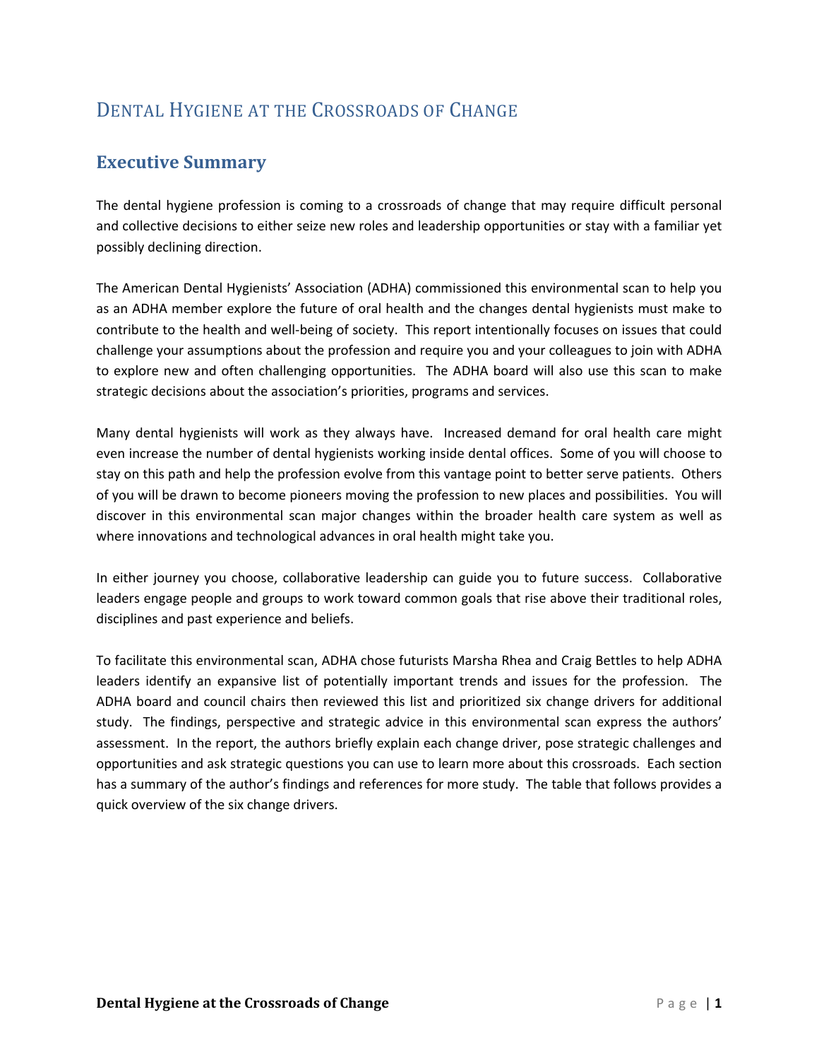# Dental Hygiene at the Crossroads of Change

## Executive Summary

The dental hygiene profession is coming to a crossroads of change that may require difficult personal and collective decisions to either seize new roles and leadership opportunities or stay with a familiar yet possibly declining direction.

The American Dental Hygienists' Association (ADHA) commissioned this environmental scan to help you as an ADHA member explore the future of oral health and the changes dental hygienists must make to contribute to the health and well-being of society. This report intentionally focuses on issues that could challenge your assumptions about the profession and require you and your colleagues to join with ADHA to explore new and often challenging opportunities. The ADHA board will also use this scan to make strategic decisions about the association's priorities, programs and services.

Many dental hygienists will work as they always have. Increased demand for oral health care might even increase the number of dental hygienists working inside dental offices. Some of you will choose to stay on this path and help the profession evolve from this vantage point to better serve patients. Others of you will be drawn to become pioneers moving the profession to new places and possibilities. You will discover in this environmental scan major changes within the broader health care system as well as where innovations and technological advances in oral health might take you.

In either journey you choose, collaborative leadership can guide you to future success. Collaborative leaders engage people and groups to work toward common goals that rise above their traditional roles, disciplines and past experience and beliefs.

To facilitate this environmental scan, ADHA chose futurists Marsha Rhea and Craig Bettles to help ADHA leaders identify an expansive list of potentially important trends and issues for the profession. The ADHA board and council chairs then reviewed this list and prioritized six change drivers for additional study. The findings, perspective and strategic advice in this environmental scan express the authors' assessment. In the report, the authors briefly explain each change driver, pose strategic challenges and opportunities and ask strategic questions you can use to learn more about this crossroads. Each section has a summary of the author's findings and references for more study. The table that follows provides a quick overview of the six change drivers.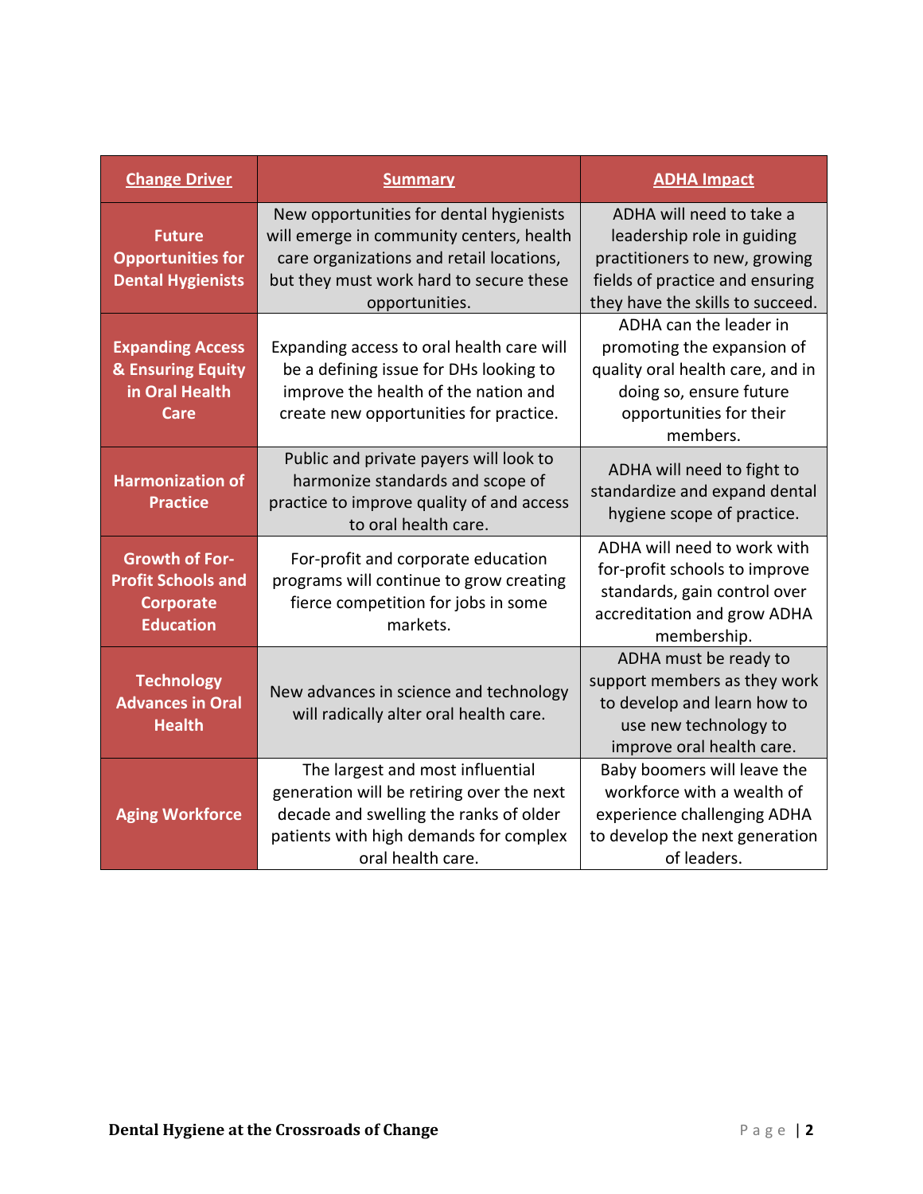| Change Driver | Summary | ADHA Impact |
|---|---|---|
| **Future Opportunities for Dental Hygienists** | New opportunities for dental hygienists will emerge in community centers, health care organizations and retail locations, but they must work hard to secure these opportunities. | ADHA will need to take a leadership role in guiding practitioners to new, growing fields of practice and ensuring they have the skills to succeed. |
| **Expanding Access & Ensuring Equity in Oral Health Care** | Expanding access to oral health care will be a defining issue for DHs looking to improve the health of the nation and create new opportunities for practice. | ADHA can the leader in promoting the expansion of quality oral health care, and in doing so, ensure future opportunities for their members. |
| **Harmonization of Practice** | Public and private payers will look to harmonize standards and scope of practice to improve quality of and access to oral health care. | ADHA will need to fight to standardize and expand dental hygiene scope of practice. |
| **Growth of For-Profit Schools and Corporate Education** | For-profit and corporate education programs will continue to grow creating fierce competition for jobs in some markets. | ADHA will need to work with for-profit schools to improve standards, gain control over accreditation and grow ADHA membership. |
| **Technology Advances in Oral Health** | New advances in science and technology will radically alter oral health care. | ADHA must be ready to support members as they work to develop and learn how to use new technology to improve oral health care. |
| **Aging Workforce** | The largest and most influential generation will be retiring over the next decade and swelling the ranks of older patients with high demands for complex oral health care. | Baby boomers will leave the workforce with a wealth of experience challenging ADHA to develop the next generation of leaders. |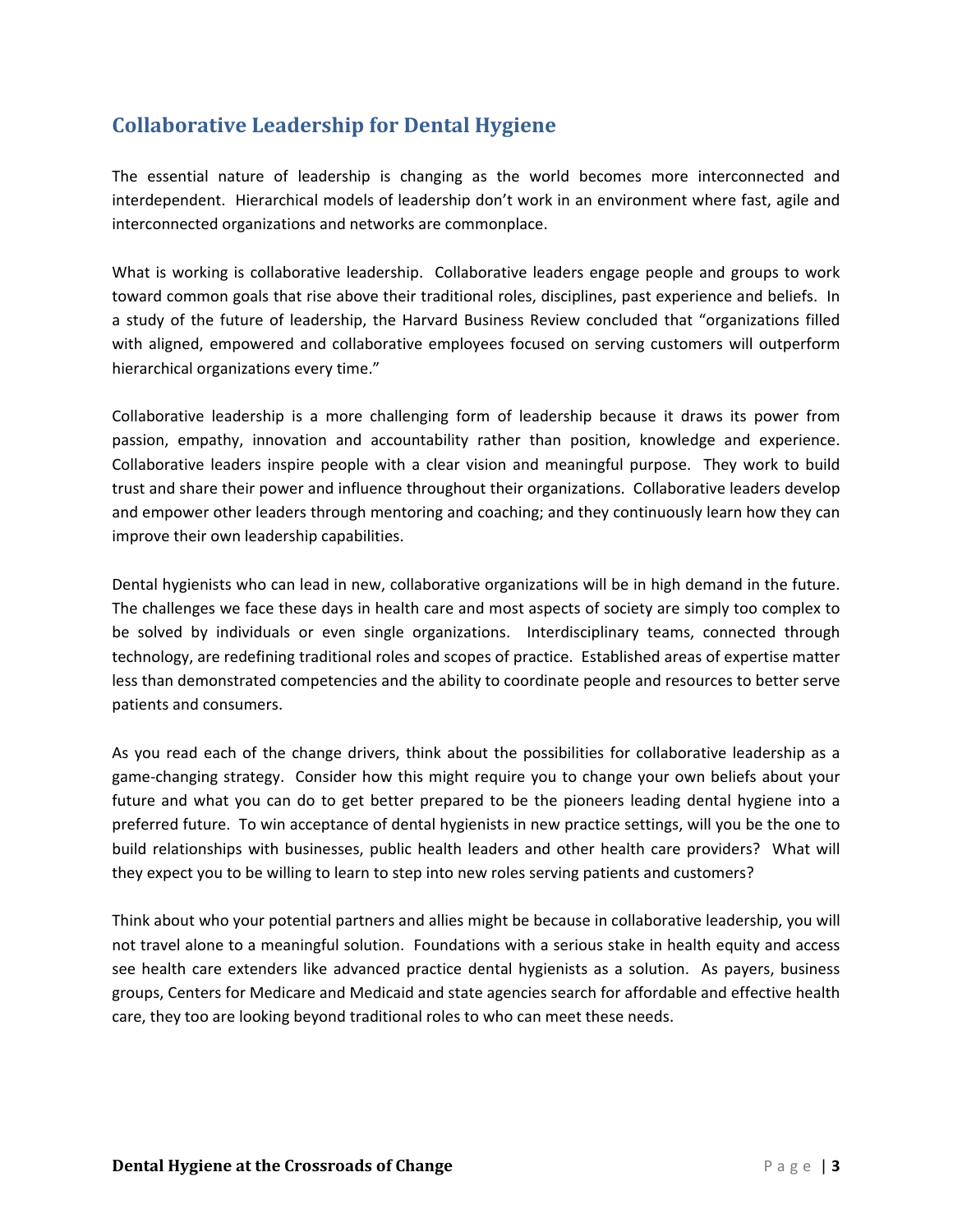## Collaborative Leadership for Dental Hygiene

The essential nature of leadership is changing as the world becomes more interconnected and interdependent. Hierarchical models of leadership don't work in an environment where fast, agile and interconnected organizations and networks are commonplace.

What is working is collaborative leadership. Collaborative leaders engage people and groups to work toward common goals that rise above their traditional roles, disciplines, past experience and beliefs. In a study of the future of leadership, the Harvard Business Review concluded that "organizations filled with aligned, empowered and collaborative employees focused on serving customers will outperform hierarchical organizations every time."

Collaborative leadership is a more challenging form of leadership because it draws its power from passion, empathy, innovation and accountability rather than position, knowledge and experience. Collaborative leaders inspire people with a clear vision and meaningful purpose. They work to build trust and share their power and influence throughout their organizations. Collaborative leaders develop and empower other leaders through mentoring and coaching; and they continuously learn how they can improve their own leadership capabilities.

Dental hygienists who can lead in new, collaborative organizations will be in high demand in the future. The challenges we face these days in health care and most aspects of society are simply too complex to be solved by individuals or even single organizations. Interdisciplinary teams, connected through technology, are redefining traditional roles and scopes of practice. Established areas of expertise matter less than demonstrated competencies and the ability to coordinate people and resources to better serve patients and consumers.

As you read each of the change drivers, think about the possibilities for collaborative leadership as a game-changing strategy. Consider how this might require you to change your own beliefs about your future and what you can do to get better prepared to be the pioneers leading dental hygiene into a preferred future. To win acceptance of dental hygienists in new practice settings, will you be the one to build relationships with businesses, public health leaders and other health care providers? What will they expect you to be willing to learn to step into new roles serving patients and customers?

Think about who your potential partners and allies might be because in collaborative leadership, you will not travel alone to a meaningful solution. Foundations with a serious stake in health equity and access see health care extenders like advanced practice dental hygienists as a solution. As payers, business groups, Centers for Medicare and Medicaid and state agencies search for affordable and effective health care, they too are looking beyond traditional roles to who can meet these needs.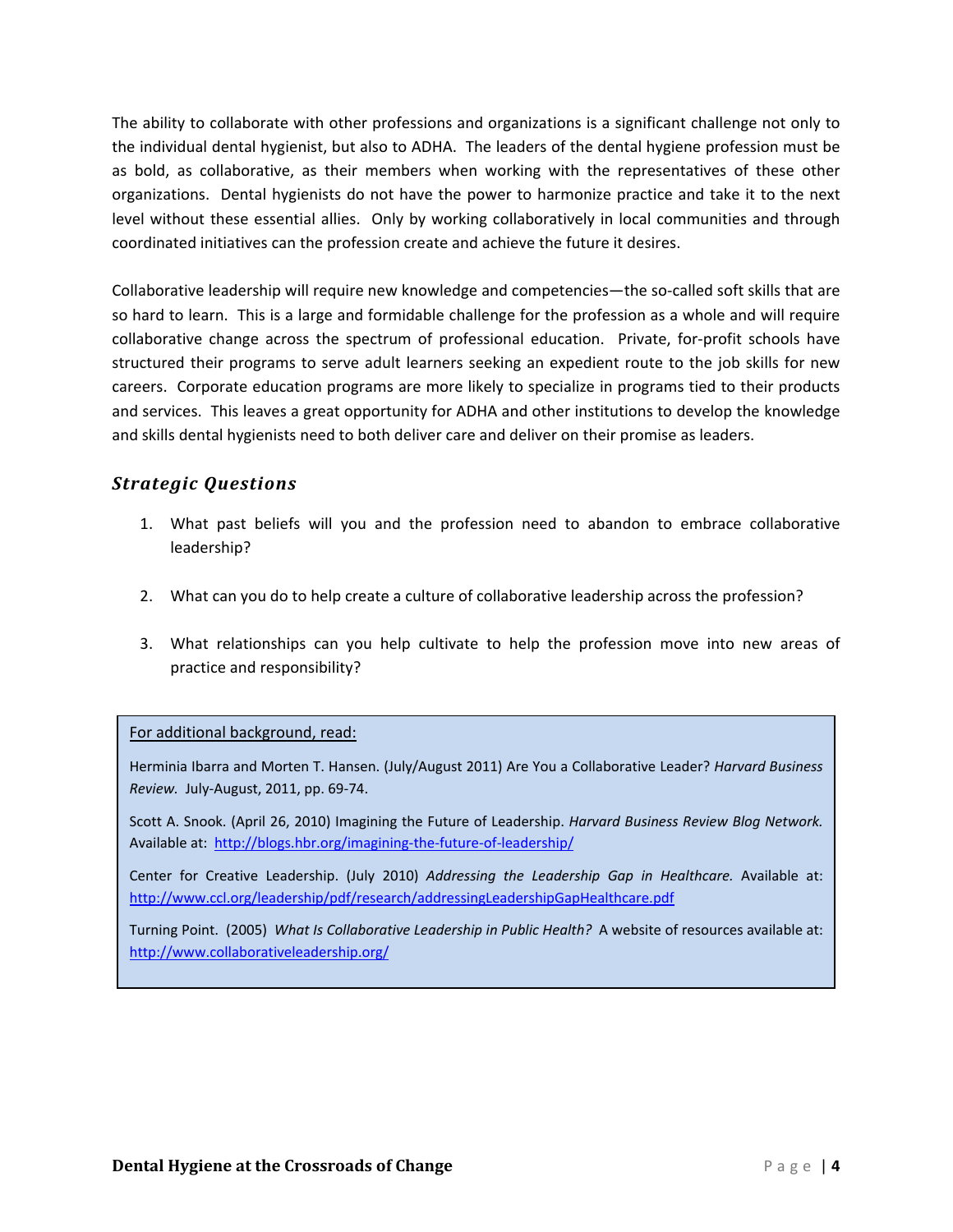The ability to collaborate with other professions and organizations is a significant challenge not only to the individual dental hygienist, but also to ADHA. The leaders of the dental hygiene profession must be as bold, as collaborative, as their members when working with the representatives of these other organizations. Dental hygienists do not have the power to harmonize practice and take it to the next level without these essential allies. Only by working collaboratively in local communities and through coordinated initiatives can the profession create and achieve the future it desires.

Collaborative leadership will require new knowledge and competencies—the so-called soft skills that are so hard to learn. This is a large and formidable challenge for the profession as a whole and will require collaborative change across the spectrum of professional education. Private, for-profit schools have structured their programs to serve adult learners seeking an expedient route to the job skills for new careers. Corporate education programs are more likely to specialize in programs tied to their products and services. This leaves a great opportunity for ADHA and other institutions to develop the knowledge and skills dental hygienists need to both deliver care and deliver on their promise as leaders.

## *Strategic Questions*

1. What past beliefs will you and the profession need to abandon to embrace collaborative leadership?
2. What can you do to help create a culture of collaborative leadership across the profession?
3. What relationships can you help cultivate to help the profession move into new areas of practice and responsibility?

For additional background, read:

Herminia Ibarra and Morten T. Hansen. (July/August 2011) Are You a Collaborative Leader? *Harvard Business Review.* July-August, 2011, pp. 69-74.

Scott A. Snook. (April 26, 2010) Imagining the Future of Leadership. *Harvard Business Review Blog Network.* Available at: http://blogs.hbr.org/imagining-the-future-of-leadership/

Center for Creative Leadership. (July 2010) *Addressing the Leadership Gap in Healthcare.* Available at: http://www.ccl.org/leadership/pdf/research/addressingLeadershipGapHealthcare.pdf

Turning Point. (2005) *What Is Collaborative Leadership in Public Health?* A website of resources available at: http://www.collaborativeleadership.org/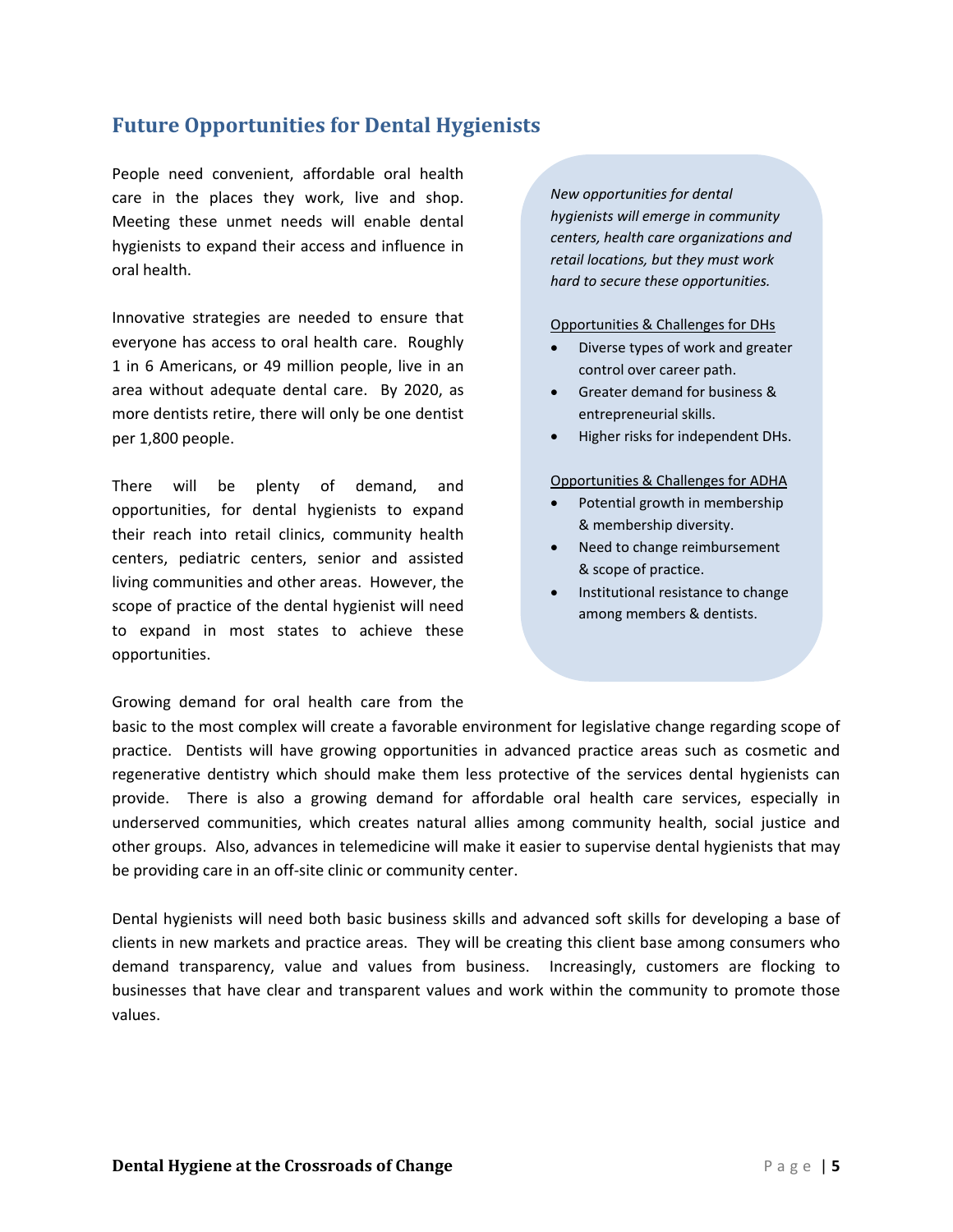## Future Opportunities for Dental Hygienists

People need convenient, affordable oral health care in the places they work, live and shop. Meeting these unmet needs will enable dental hygienists to expand their access and influence in oral health.

Innovative strategies are needed to ensure that everyone has access to oral health care. Roughly 1 in 6 Americans, or 49 million people, live in an area without adequate dental care. By 2020, as more dentists retire, there will only be one dentist per 1,800 people.

There will be plenty of demand, and opportunities, for dental hygienists to expand their reach into retail clinics, community health centers, pediatric centers, senior and assisted living communities and other areas. However, the scope of practice of the dental hygienist will need to expand in most states to achieve these opportunities.

*New opportunities for dental hygienists will emerge in community centers, health care organizations and retail locations, but they must work hard to secure these opportunities.*

Opportunities & Challenges for DHs

- Diverse types of work and greater control over career path.
- Greater demand for business & entrepreneurial skills.
- Higher risks for independent DHs.

Opportunities & Challenges for ADHA

- Potential growth in membership & membership diversity.
- Need to change reimbursement & scope of practice.
- Institutional resistance to change among members & dentists.

Growing demand for oral health care from the basic to the most complex will create a favorable environment for legislative change regarding scope of practice. Dentists will have growing opportunities in advanced practice areas such as cosmetic and regenerative dentistry which should make them less protective of the services dental hygienists can provide. There is also a growing demand for affordable oral health care services, especially in underserved communities, which creates natural allies among community health, social justice and other groups. Also, advances in telemedicine will make it easier to supervise dental hygienists that may be providing care in an off-site clinic or community center.

Dental hygienists will need both basic business skills and advanced soft skills for developing a base of clients in new markets and practice areas. They will be creating this client base among consumers who demand transparency, value and values from business. Increasingly, customers are flocking to businesses that have clear and transparent values and work within the community to promote those values.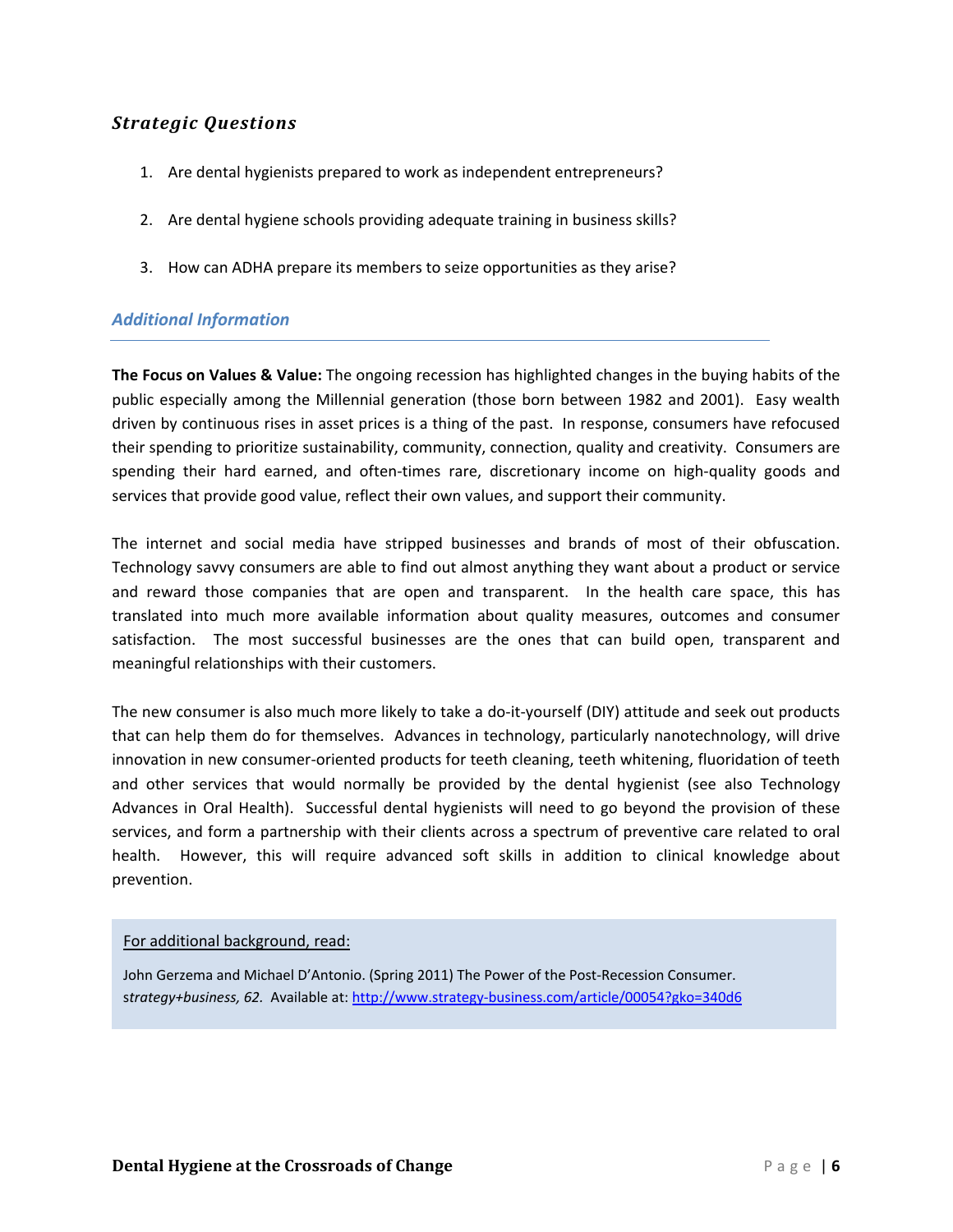## *Strategic Questions*

1. Are dental hygienists prepared to work as independent entrepreneurs?

2. Are dental hygiene schools providing adequate training in business skills?

3. How can ADHA prepare its members to seize opportunities as they arise?

### *Additional Information*

**The Focus on Values & Value:** The ongoing recession has highlighted changes in the buying habits of the public especially among the Millennial generation (those born between 1982 and 2001). Easy wealth driven by continuous rises in asset prices is a thing of the past. In response, consumers have refocused their spending to prioritize sustainability, community, connection, quality and creativity. Consumers are spending their hard earned, and often-times rare, discretionary income on high-quality goods and services that provide good value, reflect their own values, and support their community.

The internet and social media have stripped businesses and brands of most of their obfuscation. Technology savvy consumers are able to find out almost anything they want about a product or service and reward those companies that are open and transparent. In the health care space, this has translated into much more available information about quality measures, outcomes and consumer satisfaction. The most successful businesses are the ones that can build open, transparent and meaningful relationships with their customers.

The new consumer is also much more likely to take a do-it-yourself (DIY) attitude and seek out products that can help them do for themselves. Advances in technology, particularly nanotechnology, will drive innovation in new consumer-oriented products for teeth cleaning, teeth whitening, fluoridation of teeth and other services that would normally be provided by the dental hygienist (see also Technology Advances in Oral Health). Successful dental hygienists will need to go beyond the provision of these services, and form a partnership with their clients across a spectrum of preventive care related to oral health. However, this will require advanced soft skills in addition to clinical knowledge about prevention.

> For additional background, read:
>
> John Gerzema and Michael D'Antonio. (Spring 2011) The Power of the Post-Recession Consumer. *strategy+business, 62*. Available at: http://www.strategy-business.com/article/00054?gko=340d6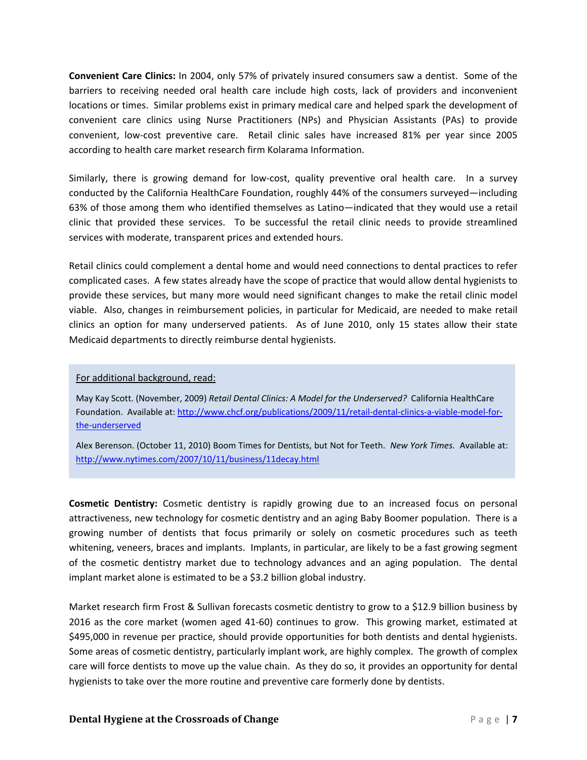**Convenient Care Clinics:** In 2004, only 57% of privately insured consumers saw a dentist. Some of the barriers to receiving needed oral health care include high costs, lack of providers and inconvenient locations or times. Similar problems exist in primary medical care and helped spark the development of convenient care clinics using Nurse Practitioners (NPs) and Physician Assistants (PAs) to provide convenient, low-cost preventive care. Retail clinic sales have increased 81% per year since 2005 according to health care market research firm Kolarama Information.

Similarly, there is growing demand for low-cost, quality preventive oral health care. In a survey conducted by the California HealthCare Foundation, roughly 44% of the consumers surveyed—including 63% of those among them who identified themselves as Latino—indicated that they would use a retail clinic that provided these services. To be successful the retail clinic needs to provide streamlined services with moderate, transparent prices and extended hours.

Retail clinics could complement a dental home and would need connections to dental practices to refer complicated cases. A few states already have the scope of practice that would allow dental hygienists to provide these services, but many more would need significant changes to make the retail clinic model viable. Also, changes in reimbursement policies, in particular for Medicaid, are needed to make retail clinics an option for many underserved patients. As of June 2010, only 15 states allow their state Medicaid departments to directly reimburse dental hygienists.

> For additional background, read:
>
> May Kay Scott. (November, 2009) *Retail Dental Clinics: A Model for the Underserved?* California HealthCare Foundation. Available at: http://www.chcf.org/publications/2009/11/retail-dental-clinics-a-viable-model-for-the-underserved
>
> Alex Berenson. (October 11, 2010) Boom Times for Dentists, but Not for Teeth. *New York Times.* Available at: http://www.nytimes.com/2007/10/11/business/11decay.html

**Cosmetic Dentistry:** Cosmetic dentistry is rapidly growing due to an increased focus on personal attractiveness, new technology for cosmetic dentistry and an aging Baby Boomer population. There is a growing number of dentists that focus primarily or solely on cosmetic procedures such as teeth whitening, veneers, braces and implants. Implants, in particular, are likely to be a fast growing segment of the cosmetic dentistry market due to technology advances and an aging population. The dental implant market alone is estimated to be a $3.2 billion global industry.

Market research firm Frost & Sullivan forecasts cosmetic dentistry to grow to a $12.9 billion business by 2016 as the core market (women aged 41-60) continues to grow. This growing market, estimated at $495,000 in revenue per practice, should provide opportunities for both dentists and dental hygienists. Some areas of cosmetic dentistry, particularly implant work, are highly complex. The growth of complex care will force dentists to move up the value chain. As they do so, it provides an opportunity for dental hygienists to take over the more routine and preventive care formerly done by dentists.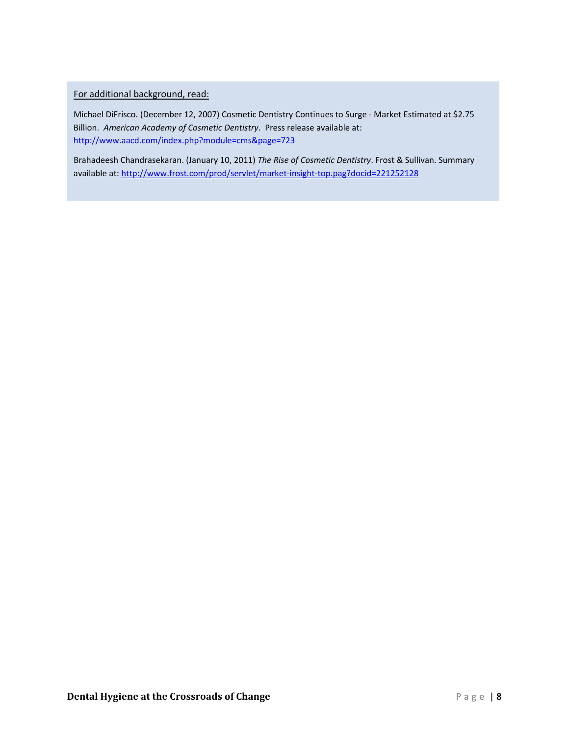For additional background, read:

Michael DiFrisco. (December 12, 2007) Cosmetic Dentistry Continues to Surge - Market Estimated at $2.75 Billion. *American Academy of Cosmetic Dentistry*. Press release available at: [http://www.aacd.com/index.php?module=cms&page=723](http://www.aacd.com/index.php?module=cms&page=723)

Brahadeesh Chandrasekaran. (January 10, 2011) *The Rise of Cosmetic Dentistry*. Frost & Sullivan. Summary available at: [http://www.frost.com/prod/servlet/market-insight-top.pag?docid=221252128](http://www.frost.com/prod/servlet/market-insight-top.pag?docid=221252128)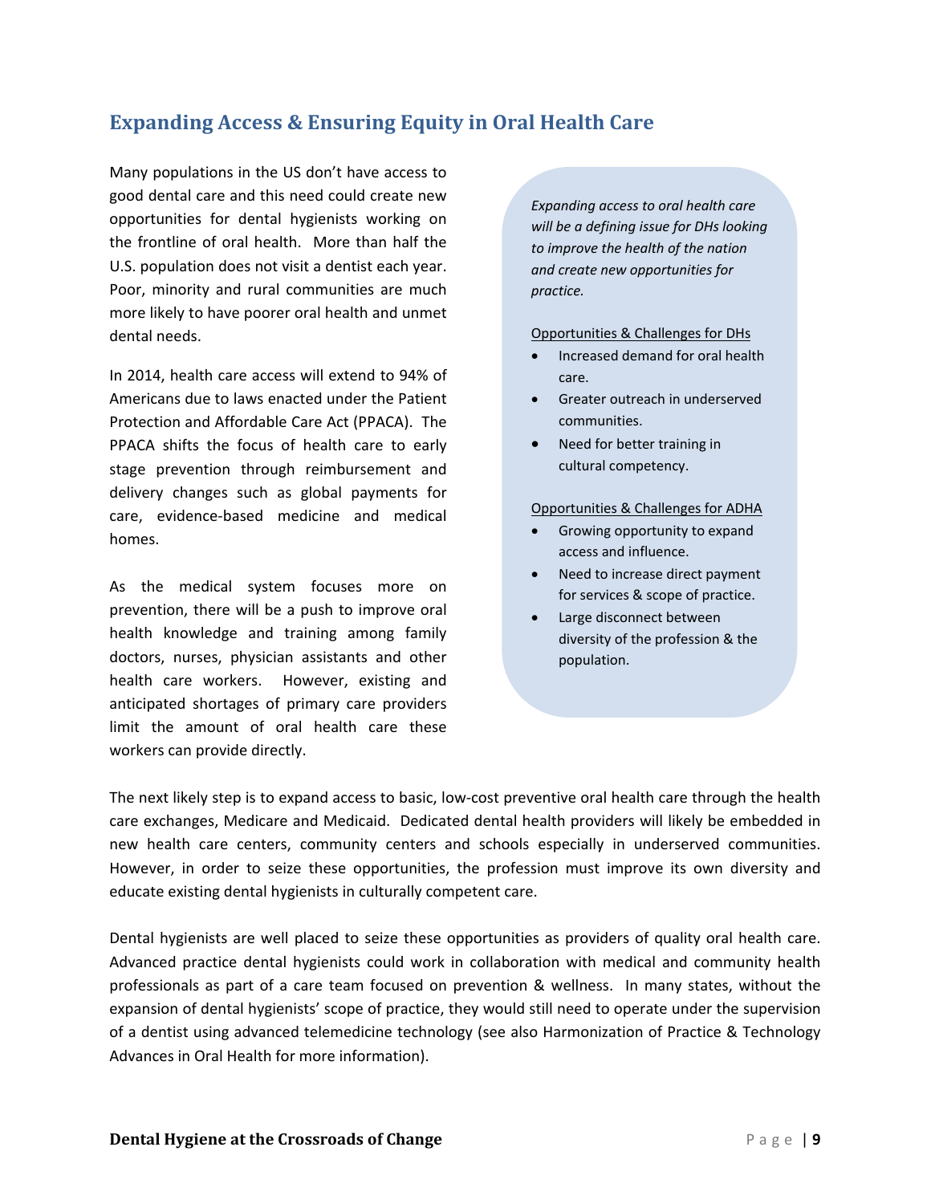## Expanding Access & Ensuring Equity in Oral Health Care

Many populations in the US don't have access to good dental care and this need could create new opportunities for dental hygienists working on the frontline of oral health. More than half the U.S. population does not visit a dentist each year. Poor, minority and rural communities are much more likely to have poorer oral health and unmet dental needs.

In 2014, health care access will extend to 94% of Americans due to laws enacted under the Patient Protection and Affordable Care Act (PPACA). The PPACA shifts the focus of health care to early stage prevention through reimbursement and delivery changes such as global payments for care, evidence-based medicine and medical homes.

As the medical system focuses more on prevention, there will be a push to improve oral health knowledge and training among family doctors, nurses, physician assistants and other health care workers. However, existing and anticipated shortages of primary care providers limit the amount of oral health care these workers can provide directly.

*Expanding access to oral health care will be a defining issue for DHs looking to improve the health of the nation and create new opportunities for practice.*

<u>Opportunities & Challenges for DHs</u>

- Increased demand for oral health care.
- Greater outreach in underserved communities.
- Need for better training in cultural competency.

<u>Opportunities & Challenges for ADHA</u>

- Growing opportunity to expand access and influence.
- Need to increase direct payment for services & scope of practice.
- Large disconnect between diversity of the profession & the population.

The next likely step is to expand access to basic, low-cost preventive oral health care through the health care exchanges, Medicare and Medicaid. Dedicated dental health providers will likely be embedded in new health care centers, community centers and schools especially in underserved communities. However, in order to seize these opportunities, the profession must improve its own diversity and educate existing dental hygienists in culturally competent care.

Dental hygienists are well placed to seize these opportunities as providers of quality oral health care. Advanced practice dental hygienists could work in collaboration with medical and community health professionals as part of a care team focused on prevention & wellness. In many states, without the expansion of dental hygienists' scope of practice, they would still need to operate under the supervision of a dentist using advanced telemedicine technology (see also Harmonization of Practice & Technology Advances in Oral Health for more information).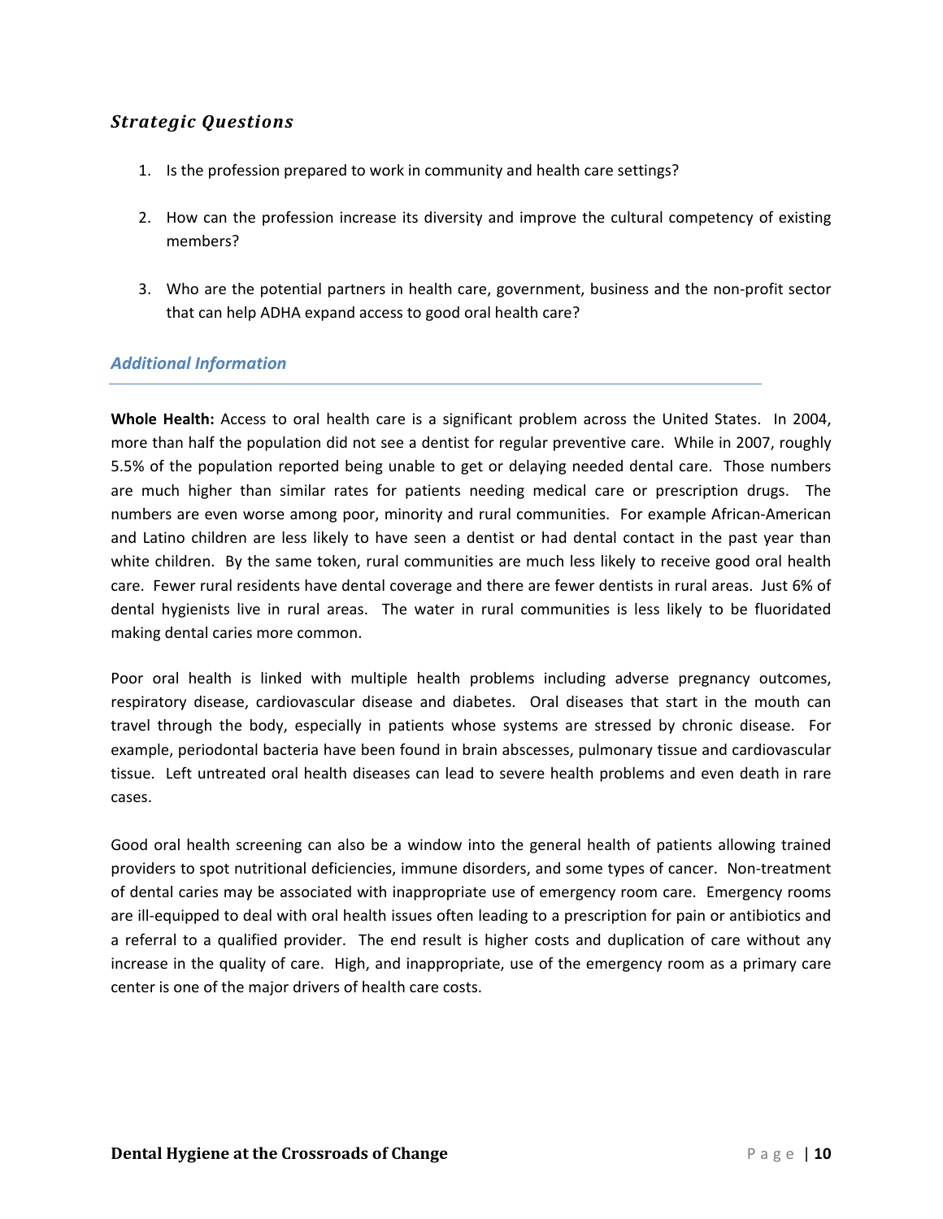### *Strategic Questions*

1. Is the profession prepared to work in community and health care settings?

2. How can the profession increase its diversity and improve the cultural competency of existing members?

3. Who are the potential partners in health care, government, business and the non-profit sector that can help ADHA expand access to good oral health care?

## *Additional Information*

**Whole Health:** Access to oral health care is a significant problem across the United States. In 2004, more than half the population did not see a dentist for regular preventive care. While in 2007, roughly 5.5% of the population reported being unable to get or delaying needed dental care. Those numbers are much higher than similar rates for patients needing medical care or prescription drugs. The numbers are even worse among poor, minority and rural communities. For example African-American and Latino children are less likely to have seen a dentist or had dental contact in the past year than white children. By the same token, rural communities are much less likely to receive good oral health care. Fewer rural residents have dental coverage and there are fewer dentists in rural areas. Just 6% of dental hygienists live in rural areas. The water in rural communities is less likely to be fluoridated making dental caries more common.

Poor oral health is linked with multiple health problems including adverse pregnancy outcomes, respiratory disease, cardiovascular disease and diabetes. Oral diseases that start in the mouth can travel through the body, especially in patients whose systems are stressed by chronic disease. For example, periodontal bacteria have been found in brain abscesses, pulmonary tissue and cardiovascular tissue. Left untreated oral health diseases can lead to severe health problems and even death in rare cases.

Good oral health screening can also be a window into the general health of patients allowing trained providers to spot nutritional deficiencies, immune disorders, and some types of cancer. Non-treatment of dental caries may be associated with inappropriate use of emergency room care. Emergency rooms are ill-equipped to deal with oral health issues often leading to a prescription for pain or antibiotics and a referral to a qualified provider. The end result is higher costs and duplication of care without any increase in the quality of care. High, and inappropriate, use of the emergency room as a primary care center is one of the major drivers of health care costs.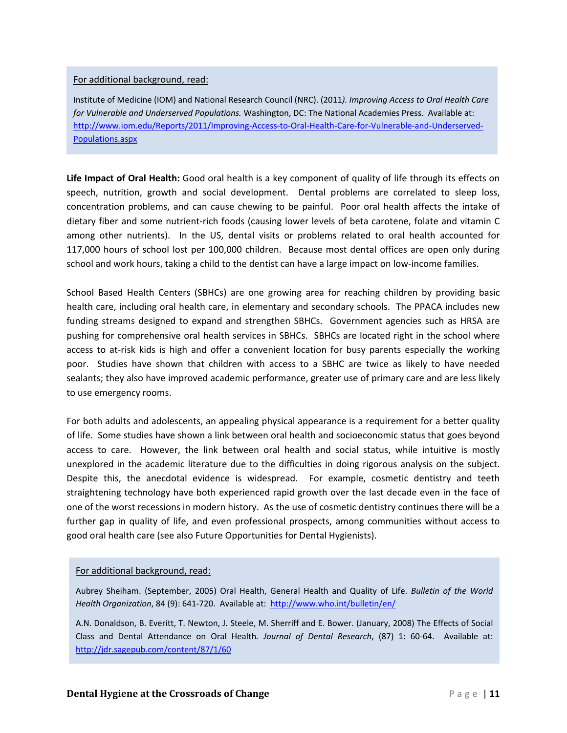For additional background, read:

Institute of Medicine (IOM) and National Research Council (NRC). (2011*). Improving Access to Oral Health Care for Vulnerable and Underserved Populations.* Washington, DC: The National Academies Press. Available at: http://www.iom.edu/Reports/2011/Improving-Access-to-Oral-Health-Care-for-Vulnerable-and-Underserved-Populations.aspx

**Life Impact of Oral Health:** Good oral health is a key component of quality of life through its effects on speech, nutrition, growth and social development. Dental problems are correlated to sleep loss, concentration problems, and can cause chewing to be painful. Poor oral health affects the intake of dietary fiber and some nutrient-rich foods (causing lower levels of beta carotene, folate and vitamin C among other nutrients). In the US, dental visits or problems related to oral health accounted for 117,000 hours of school lost per 100,000 children. Because most dental offices are open only during school and work hours, taking a child to the dentist can have a large impact on low-income families.

School Based Health Centers (SBHCs) are one growing area for reaching children by providing basic health care, including oral health care, in elementary and secondary schools. The PPACA includes new funding streams designed to expand and strengthen SBHCs. Government agencies such as HRSA are pushing for comprehensive oral health services in SBHCs. SBHCs are located right in the school where access to at-risk kids is high and offer a convenient location for busy parents especially the working poor. Studies have shown that children with access to a SBHC are twice as likely to have needed sealants; they also have improved academic performance, greater use of primary care and are less likely to use emergency rooms.

For both adults and adolescents, an appealing physical appearance is a requirement for a better quality of life. Some studies have shown a link between oral health and socioeconomic status that goes beyond access to care. However, the link between oral health and social status, while intuitive is mostly unexplored in the academic literature due to the difficulties in doing rigorous analysis on the subject. Despite this, the anecdotal evidence is widespread. For example, cosmetic dentistry and teeth straightening technology have both experienced rapid growth over the last decade even in the face of one of the worst recessions in modern history. As the use of cosmetic dentistry continues there will be a further gap in quality of life, and even professional prospects, among communities without access to good oral health care (see also Future Opportunities for Dental Hygienists).

For additional background, read:

Aubrey Sheiham. (September, 2005) Oral Health, General Health and Quality of Life. *Bulletin of the World Health Organization*, 84 (9): 641-720. Available at: http://www.who.int/bulletin/en/

A.N. Donaldson, B. Everitt, T. Newton, J. Steele, M. Sherriff and E. Bower. (January, 2008) The Effects of Social Class and Dental Attendance on Oral Health. *Journal of Dental Research*, (87) 1: 60-64. Available at: http://jdr.sagepub.com/content/87/1/60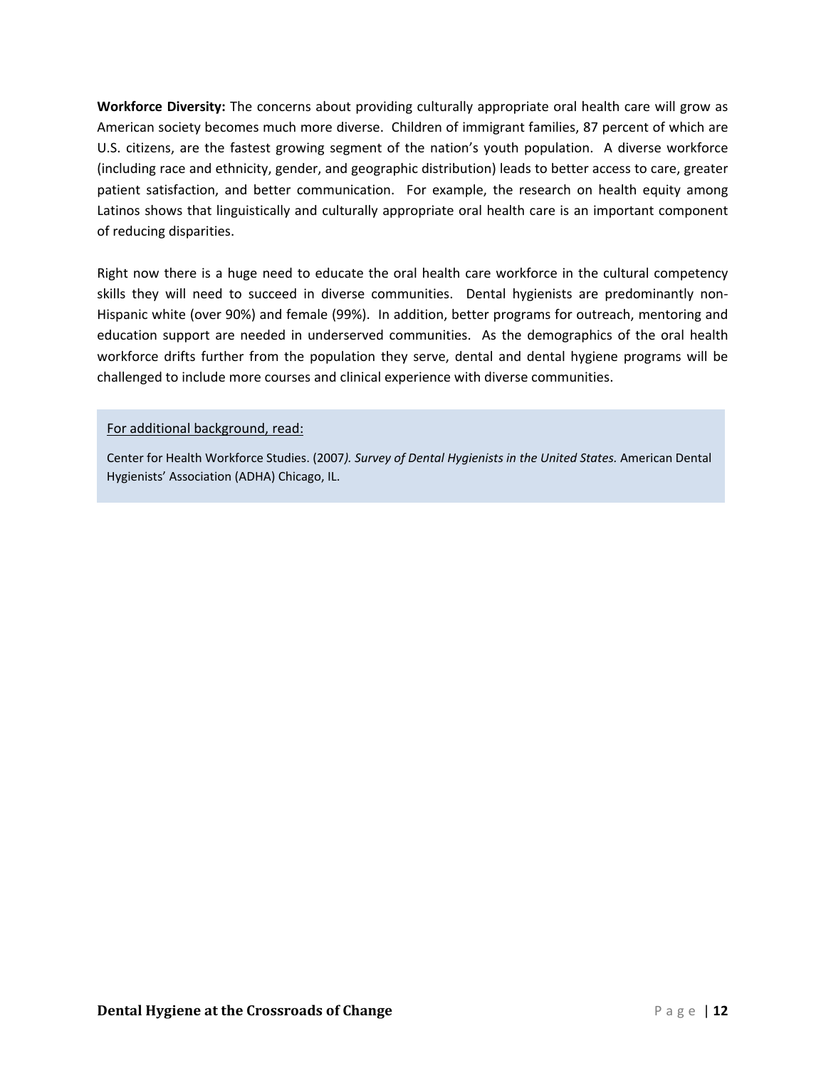**Workforce Diversity:** The concerns about providing culturally appropriate oral health care will grow as American society becomes much more diverse. Children of immigrant families, 87 percent of which are U.S. citizens, are the fastest growing segment of the nation's youth population. A diverse workforce (including race and ethnicity, gender, and geographic distribution) leads to better access to care, greater patient satisfaction, and better communication. For example, the research on health equity among Latinos shows that linguistically and culturally appropriate oral health care is an important component of reducing disparities.

Right now there is a huge need to educate the oral health care workforce in the cultural competency skills they will need to succeed in diverse communities. Dental hygienists are predominantly non-Hispanic white (over 90%) and female (99%). In addition, better programs for outreach, mentoring and education support are needed in underserved communities. As the demographics of the oral health workforce drifts further from the population they serve, dental and dental hygiene programs will be challenged to include more courses and clinical experience with diverse communities.

<u>For additional background, read:</u>

Center for Health Workforce Studies. (2007*). Survey of Dental Hygienists in the United States.* American Dental Hygienists' Association (ADHA) Chicago, IL.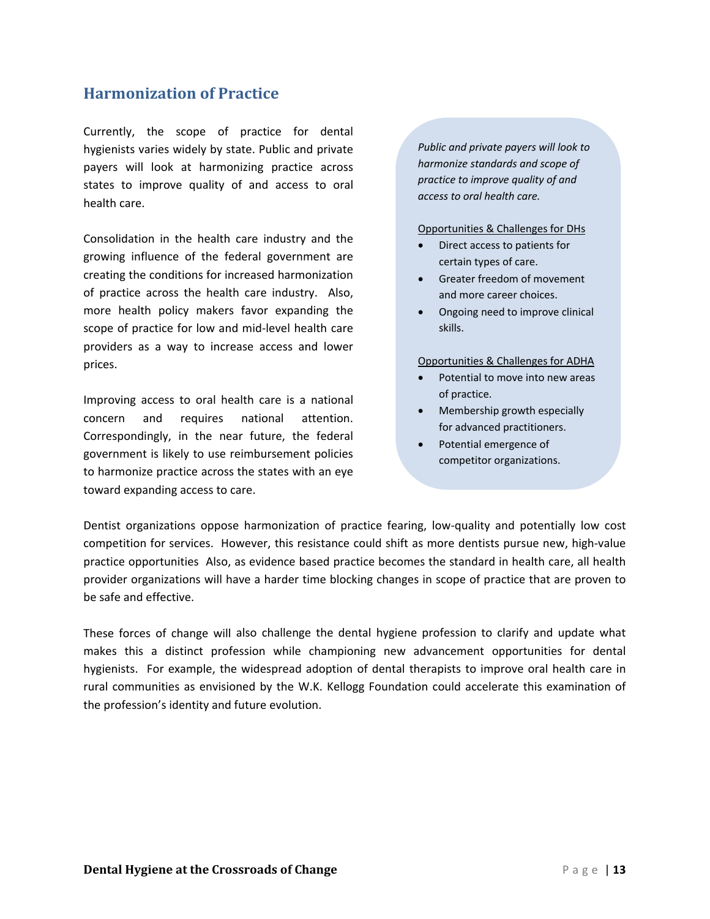## Harmonization of Practice

Currently, the scope of practice for dental hygienists varies widely by state. Public and private payers will look at harmonizing practice across states to improve quality of and access to oral health care.

Consolidation in the health care industry and the growing influence of the federal government are creating the conditions for increased harmonization of practice across the health care industry. Also, more health policy makers favor expanding the scope of practice for low and mid-level health care providers as a way to increase access and lower prices.

Improving access to oral health care is a national concern and requires national attention. Correspondingly, in the near future, the federal government is likely to use reimbursement policies to harmonize practice across the states with an eye toward expanding access to care.

*Public and private payers will look to harmonize standards and scope of practice to improve quality of and access to oral health care.*

<u>Opportunities & Challenges for DHs</u>

- Direct access to patients for certain types of care.
- Greater freedom of movement and more career choices.
- Ongoing need to improve clinical skills.

<u>Opportunities & Challenges for ADHA</u>

- Potential to move into new areas of practice.
- Membership growth especially for advanced practitioners.
- Potential emergence of competitor organizations.

Dentist organizations oppose harmonization of practice fearing, low-quality and potentially low cost competition for services. However, this resistance could shift as more dentists pursue new, high-value practice opportunities Also, as evidence based practice becomes the standard in health care, all health provider organizations will have a harder time blocking changes in scope of practice that are proven to be safe and effective.

These forces of change will also challenge the dental hygiene profession to clarify and update what makes this a distinct profession while championing new advancement opportunities for dental hygienists. For example, the widespread adoption of dental therapists to improve oral health care in rural communities as envisioned by the W.K. Kellogg Foundation could accelerate this examination of the profession's identity and future evolution.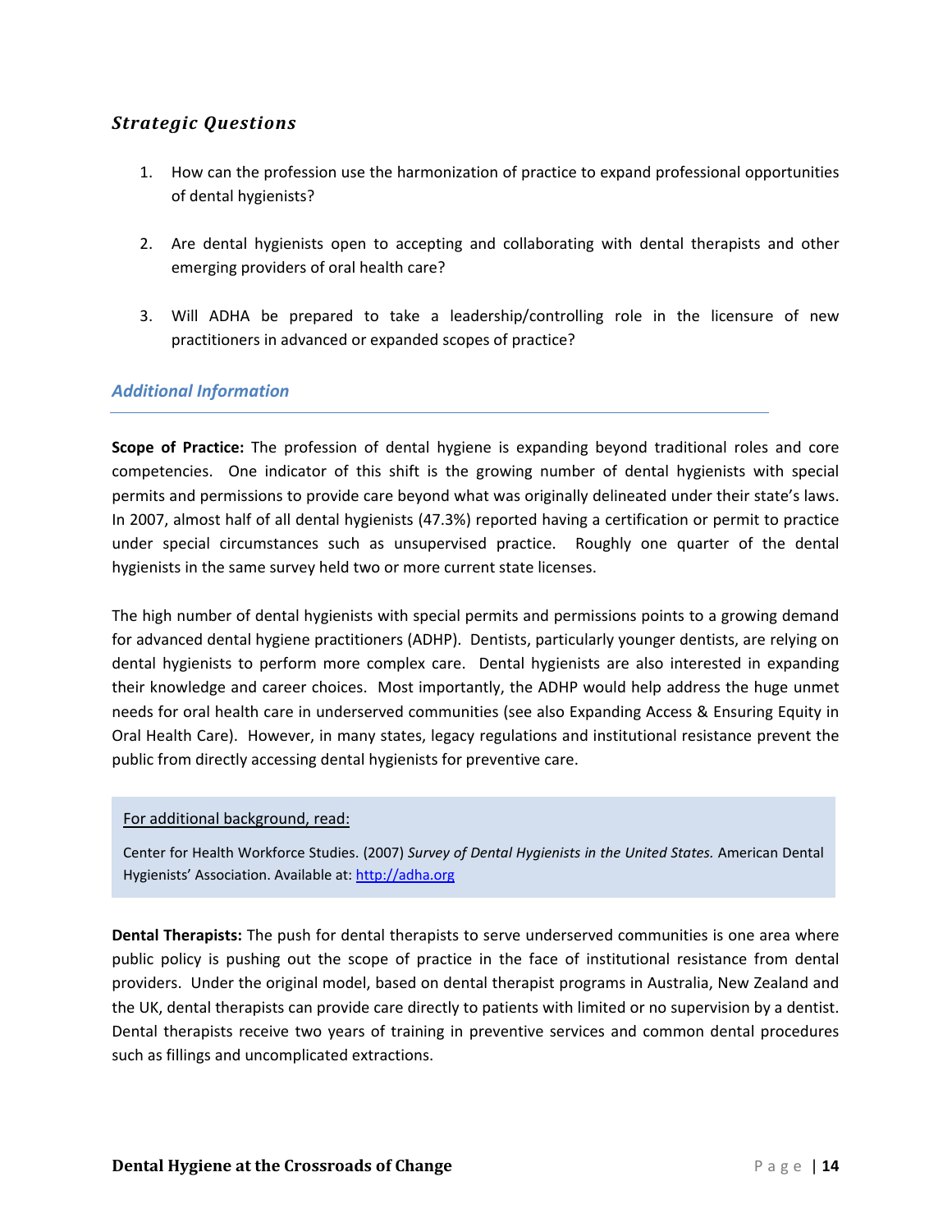### *Strategic Questions*

1. How can the profession use the harmonization of practice to expand professional opportunities of dental hygienists?

2. Are dental hygienists open to accepting and collaborating with dental therapists and other emerging providers of oral health care?

3. Will ADHA be prepared to take a leadership/controlling role in the licensure of new practitioners in advanced or expanded scopes of practice?

### *Additional Information*

**Scope of Practice:** The profession of dental hygiene is expanding beyond traditional roles and core competencies. One indicator of this shift is the growing number of dental hygienists with special permits and permissions to provide care beyond what was originally delineated under their state's laws. In 2007, almost half of all dental hygienists (47.3%) reported having a certification or permit to practice under special circumstances such as unsupervised practice. Roughly one quarter of the dental hygienists in the same survey held two or more current state licenses.

The high number of dental hygienists with special permits and permissions points to a growing demand for advanced dental hygiene practitioners (ADHP). Dentists, particularly younger dentists, are relying on dental hygienists to perform more complex care. Dental hygienists are also interested in expanding their knowledge and career choices. Most importantly, the ADHP would help address the huge unmet needs for oral health care in underserved communities (see also Expanding Access & Ensuring Equity in Oral Health Care). However, in many states, legacy regulations and institutional resistance prevent the public from directly accessing dental hygienists for preventive care.

> For additional background, read:
>
> Center for Health Workforce Studies. (2007) *Survey of Dental Hygienists in the United States.* American Dental Hygienists' Association. Available at: http://adha.org

**Dental Therapists:** The push for dental therapists to serve underserved communities is one area where public policy is pushing out the scope of practice in the face of institutional resistance from dental providers. Under the original model, based on dental therapist programs in Australia, New Zealand and the UK, dental therapists can provide care directly to patients with limited or no supervision by a dentist. Dental therapists receive two years of training in preventive services and common dental procedures such as fillings and uncomplicated extractions.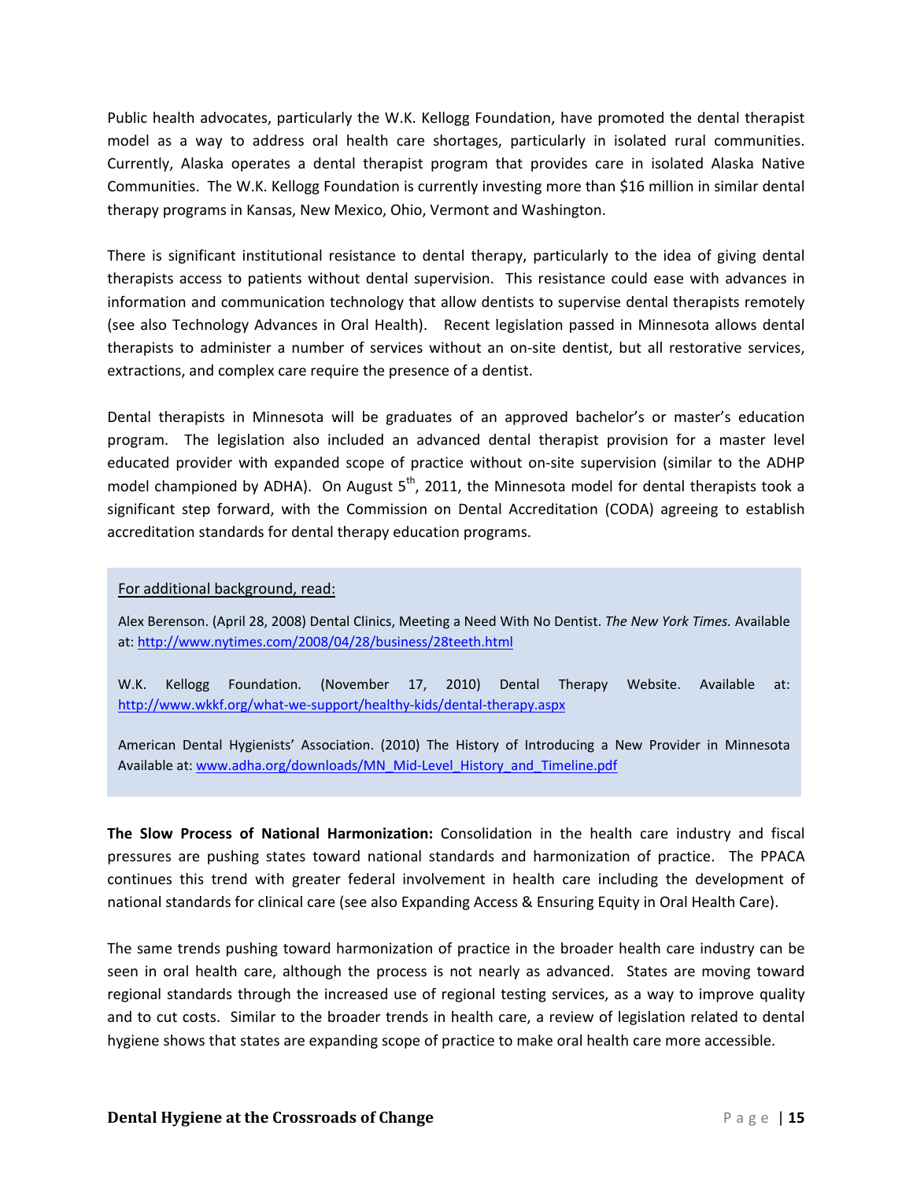Public health advocates, particularly the W.K. Kellogg Foundation, have promoted the dental therapist model as a way to address oral health care shortages, particularly in isolated rural communities. Currently, Alaska operates a dental therapist program that provides care in isolated Alaska Native Communities. The W.K. Kellogg Foundation is currently investing more than $16 million in similar dental therapy programs in Kansas, New Mexico, Ohio, Vermont and Washington.

There is significant institutional resistance to dental therapy, particularly to the idea of giving dental therapists access to patients without dental supervision. This resistance could ease with advances in information and communication technology that allow dentists to supervise dental therapists remotely (see also Technology Advances in Oral Health). Recent legislation passed in Minnesota allows dental therapists to administer a number of services without an on-site dentist, but all restorative services, extractions, and complex care require the presence of a dentist.

Dental therapists in Minnesota will be graduates of an approved bachelor's or master's education program. The legislation also included an advanced dental therapist provision for a master level educated provider with expanded scope of practice without on-site supervision (similar to the ADHP model championed by ADHA). On August 5th, 2011, the Minnesota model for dental therapists took a significant step forward, with the Commission on Dental Accreditation (CODA) agreeing to establish accreditation standards for dental therapy education programs.

> For additional background, read:
>
> Alex Berenson. (April 28, 2008) Dental Clinics, Meeting a Need With No Dentist. *The New York Times.* Available at: http://www.nytimes.com/2008/04/28/business/28teeth.html
>
> W.K. Kellogg Foundation. (November 17, 2010) Dental Therapy Website. Available at: http://www.wkkf.org/what-we-support/healthy-kids/dental-therapy.aspx
>
> American Dental Hygienists' Association. (2010) The History of Introducing a New Provider in Minnesota Available at: www.adha.org/downloads/MN_Mid-Level_History_and_Timeline.pdf

**The Slow Process of National Harmonization:** Consolidation in the health care industry and fiscal pressures are pushing states toward national standards and harmonization of practice. The PPACA continues this trend with greater federal involvement in health care including the development of national standards for clinical care (see also Expanding Access & Ensuring Equity in Oral Health Care).

The same trends pushing toward harmonization of practice in the broader health care industry can be seen in oral health care, although the process is not nearly as advanced. States are moving toward regional standards through the increased use of regional testing services, as a way to improve quality and to cut costs. Similar to the broader trends in health care, a review of legislation related to dental hygiene shows that states are expanding scope of practice to make oral health care more accessible.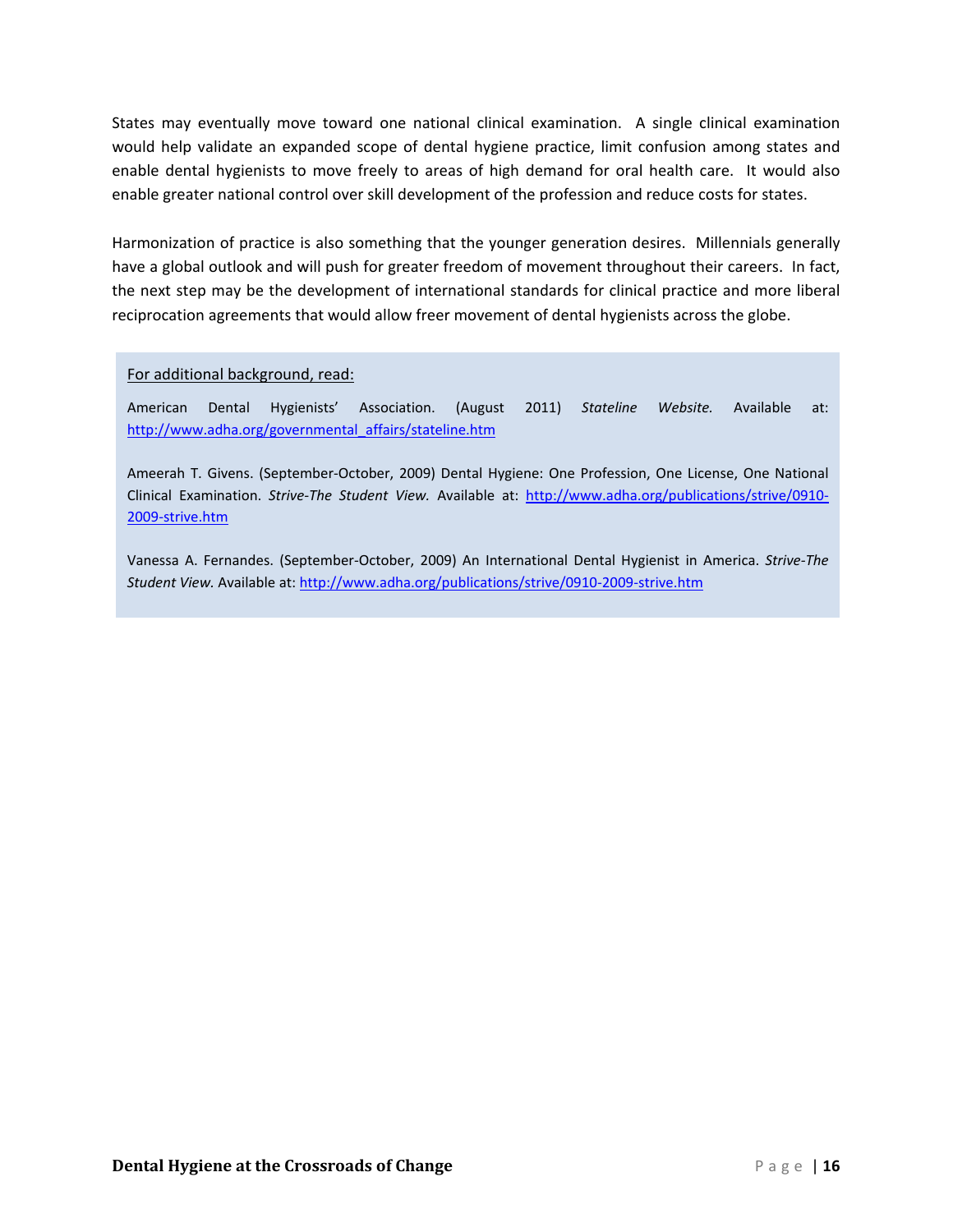States may eventually move toward one national clinical examination. A single clinical examination would help validate an expanded scope of dental hygiene practice, limit confusion among states and enable dental hygienists to move freely to areas of high demand for oral health care. It would also enable greater national control over skill development of the profession and reduce costs for states.

Harmonization of practice is also something that the younger generation desires. Millennials generally have a global outlook and will push for greater freedom of movement throughout their careers. In fact, the next step may be the development of international standards for clinical practice and more liberal reciprocation agreements that would allow freer movement of dental hygienists across the globe.

> For additional background, read:
>
> American Dental Hygienists' Association. (August 2011) *Stateline Website.* Available at: http://www.adha.org/governmental_affairs/stateline.htm
>
> Ameerah T. Givens. (September-October, 2009) Dental Hygiene: One Profession, One License, One National Clinical Examination. *Strive-The Student View.* Available at: http://www.adha.org/publications/strive/0910-2009-strive.htm
>
> Vanessa A. Fernandes. (September-October, 2009) An International Dental Hygienist in America. *Strive-The Student View.* Available at: http://www.adha.org/publications/strive/0910-2009-strive.htm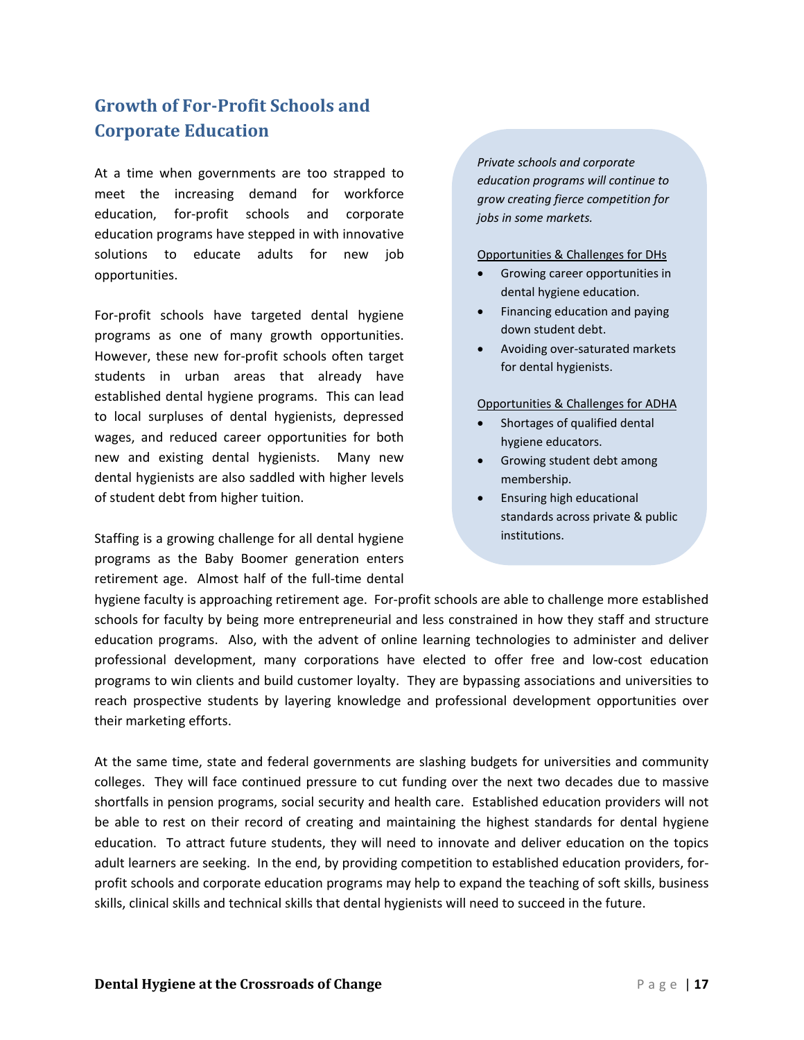## Growth of For-Profit Schools and Corporate Education

At a time when governments are too strapped to meet the increasing demand for workforce education, for-profit schools and corporate education programs have stepped in with innovative solutions to educate adults for new job opportunities.

For-profit schools have targeted dental hygiene programs as one of many growth opportunities. However, these new for-profit schools often target students in urban areas that already have established dental hygiene programs. This can lead to local surpluses of dental hygienists, depressed wages, and reduced career opportunities for both new and existing dental hygienists. Many new dental hygienists are also saddled with higher levels of student debt from higher tuition.

> *Private schools and corporate education programs will continue to grow creating fierce competition for jobs in some markets.*
>
> Opportunities & Challenges for DHs
>
> - Growing career opportunities in dental hygiene education.
> - Financing education and paying down student debt.
> - Avoiding over-saturated markets for dental hygienists.
>
> Opportunities & Challenges for ADHA
>
> - Shortages of qualified dental hygiene educators.
> - Growing student debt among membership.
> - Ensuring high educational standards across private & public institutions.

Staffing is a growing challenge for all dental hygiene programs as the Baby Boomer generation enters retirement age. Almost half of the full-time dental hygiene faculty is approaching retirement age. For-profit schools are able to challenge more established schools for faculty by being more entrepreneurial and less constrained in how they staff and structure education programs. Also, with the advent of online learning technologies to administer and deliver professional development, many corporations have elected to offer free and low-cost education programs to win clients and build customer loyalty. They are bypassing associations and universities to reach prospective students by layering knowledge and professional development opportunities over their marketing efforts.

At the same time, state and federal governments are slashing budgets for universities and community colleges. They will face continued pressure to cut funding over the next two decades due to massive shortfalls in pension programs, social security and health care. Established education providers will not be able to rest on their record of creating and maintaining the highest standards for dental hygiene education. To attract future students, they will need to innovate and deliver education on the topics adult learners are seeking. In the end, by providing competition to established education providers, for-profit schools and corporate education programs may help to expand the teaching of soft skills, business skills, clinical skills and technical skills that dental hygienists will need to succeed in the future.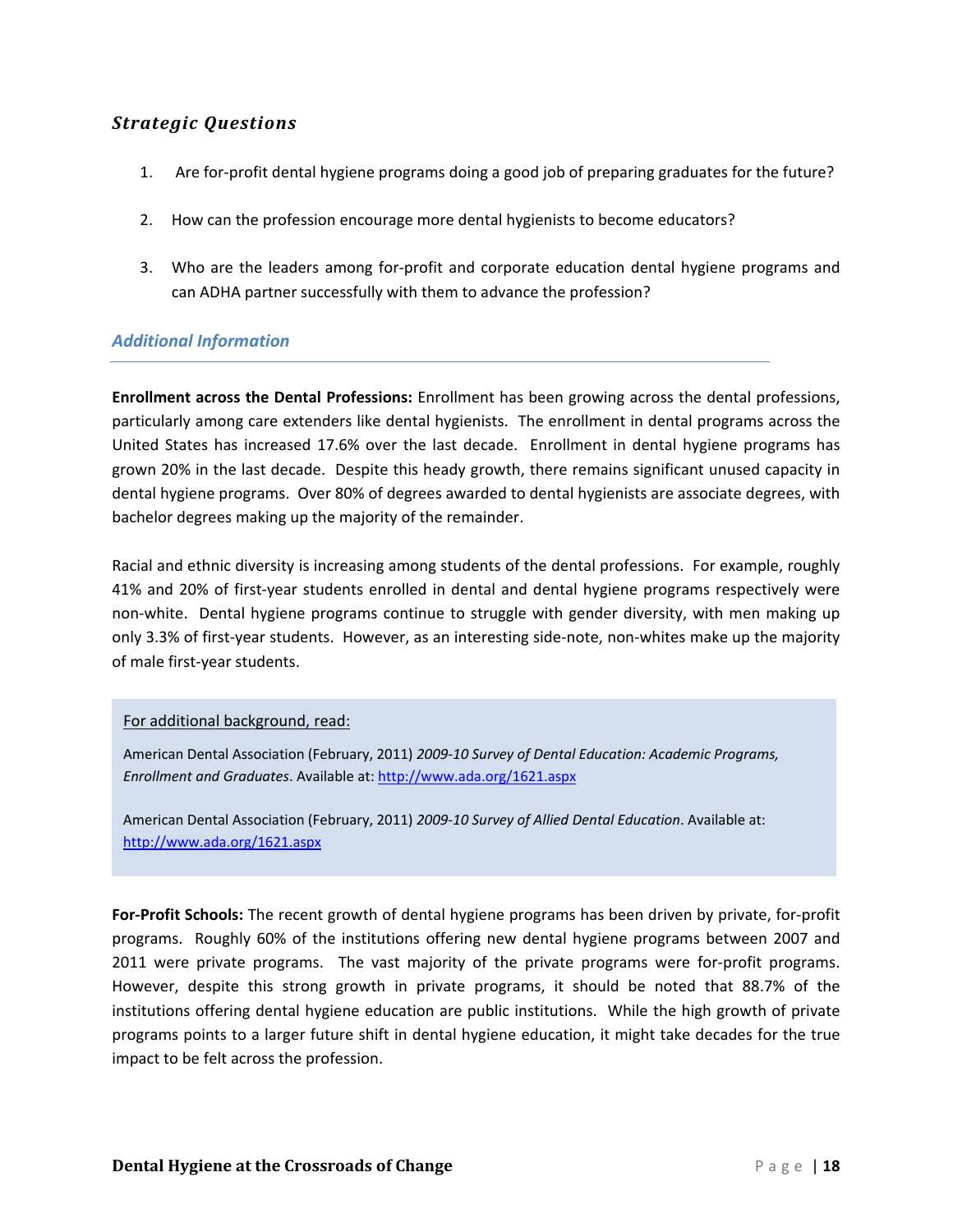### *Strategic Questions*

1. Are for-profit dental hygiene programs doing a good job of preparing graduates for the future?
2. How can the profession encourage more dental hygienists to become educators?
3. Who are the leaders among for-profit and corporate education dental hygiene programs and can ADHA partner successfully with them to advance the profession?

## *Additional Information*

**Enrollment across the Dental Professions:** Enrollment has been growing across the dental professions, particularly among care extenders like dental hygienists. The enrollment in dental programs across the United States has increased 17.6% over the last decade. Enrollment in dental hygiene programs has grown 20% in the last decade. Despite this heady growth, there remains significant unused capacity in dental hygiene programs. Over 80% of degrees awarded to dental hygienists are associate degrees, with bachelor degrees making up the majority of the remainder.

Racial and ethnic diversity is increasing among students of the dental professions. For example, roughly 41% and 20% of first-year students enrolled in dental and dental hygiene programs respectively were non-white. Dental hygiene programs continue to struggle with gender diversity, with men making up only 3.3% of first-year students. However, as an interesting side-note, non-whites make up the majority of male first-year students.

> For additional background, read:
>
> American Dental Association (February, 2011) *2009-10 Survey of Dental Education: Academic Programs, Enrollment and Graduates*. Available at: http://www.ada.org/1621.aspx
>
> American Dental Association (February, 2011) *2009-10 Survey of Allied Dental Education*. Available at: http://www.ada.org/1621.aspx

**For-Profit Schools:** The recent growth of dental hygiene programs has been driven by private, for-profit programs. Roughly 60% of the institutions offering new dental hygiene programs between 2007 and 2011 were private programs. The vast majority of the private programs were for-profit programs. However, despite this strong growth in private programs, it should be noted that 88.7% of the institutions offering dental hygiene education are public institutions. While the high growth of private programs points to a larger future shift in dental hygiene education, it might take decades for the true impact to be felt across the profession.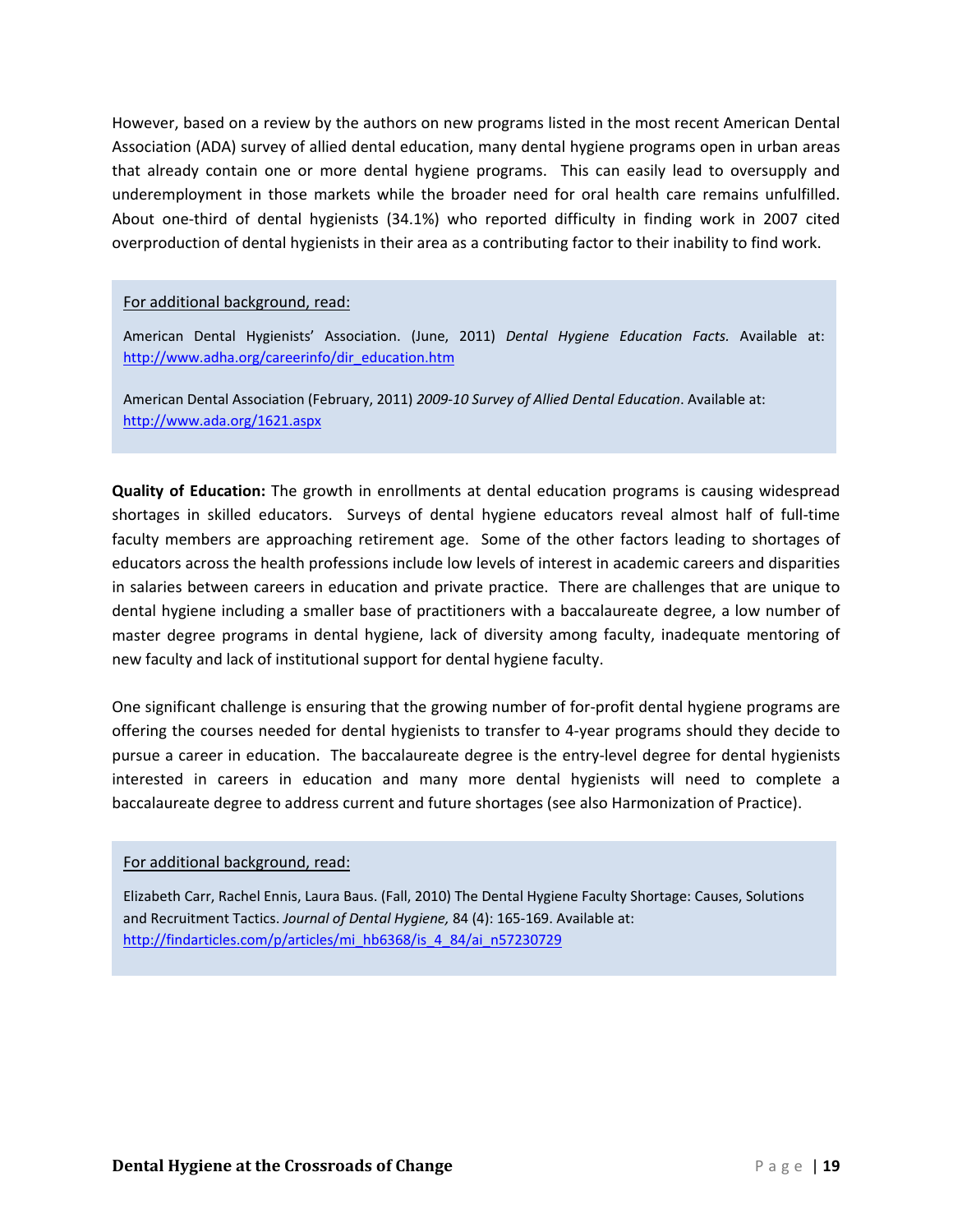However, based on a review by the authors on new programs listed in the most recent American Dental Association (ADA) survey of allied dental education, many dental hygiene programs open in urban areas that already contain one or more dental hygiene programs. This can easily lead to oversupply and underemployment in those markets while the broader need for oral health care remains unfulfilled. About one-third of dental hygienists (34.1%) who reported difficulty in finding work in 2007 cited overproduction of dental hygienists in their area as a contributing factor to their inability to find work.

> For additional background, read:
>
> American Dental Hygienists' Association. (June, 2011) *Dental Hygiene Education Facts.* Available at: http://www.adha.org/careerinfo/dir_education.htm
>
> American Dental Association (February, 2011) *2009-10 Survey of Allied Dental Education*. Available at: http://www.ada.org/1621.aspx

**Quality of Education:** The growth in enrollments at dental education programs is causing widespread shortages in skilled educators. Surveys of dental hygiene educators reveal almost half of full-time faculty members are approaching retirement age. Some of the other factors leading to shortages of educators across the health professions include low levels of interest in academic careers and disparities in salaries between careers in education and private practice. There are challenges that are unique to dental hygiene including a smaller base of practitioners with a baccalaureate degree, a low number of master degree programs in dental hygiene, lack of diversity among faculty, inadequate mentoring of new faculty and lack of institutional support for dental hygiene faculty.

One significant challenge is ensuring that the growing number of for-profit dental hygiene programs are offering the courses needed for dental hygienists to transfer to 4-year programs should they decide to pursue a career in education. The baccalaureate degree is the entry-level degree for dental hygienists interested in careers in education and many more dental hygienists will need to complete a baccalaureate degree to address current and future shortages (see also Harmonization of Practice).

> For additional background, read:
>
> Elizabeth Carr, Rachel Ennis, Laura Baus. (Fall, 2010) The Dental Hygiene Faculty Shortage: Causes, Solutions and Recruitment Tactics. *Journal of Dental Hygiene,* 84 (4): 165-169. Available at: http://findarticles.com/p/articles/mi_hb6368/is_4_84/ai_n57230729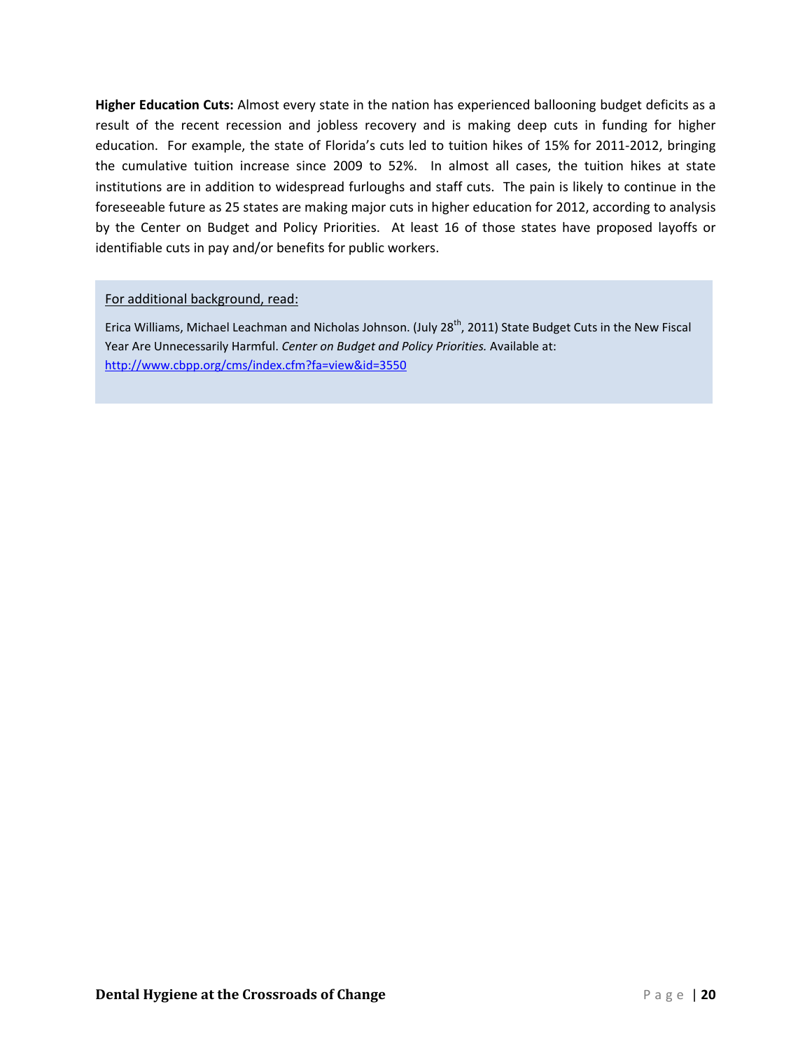**Higher Education Cuts:** Almost every state in the nation has experienced ballooning budget deficits as a result of the recent recession and jobless recovery and is making deep cuts in funding for higher education. For example, the state of Florida's cuts led to tuition hikes of 15% for 2011-2012, bringing the cumulative tuition increase since 2009 to 52%. In almost all cases, the tuition hikes at state institutions are in addition to widespread furloughs and staff cuts. The pain is likely to continue in the foreseeable future as 25 states are making major cuts in higher education for 2012, according to analysis by the Center on Budget and Policy Priorities. At least 16 of those states have proposed layoffs or identifiable cuts in pay and/or benefits for public workers.

For additional background, read:

Erica Williams, Michael Leachman and Nicholas Johnson. (July 28th, 2011) State Budget Cuts in the New Fiscal Year Are Unnecessarily Harmful. *Center on Budget and Policy Priorities.* Available at: http://www.cbpp.org/cms/index.cfm?fa=view&id=3550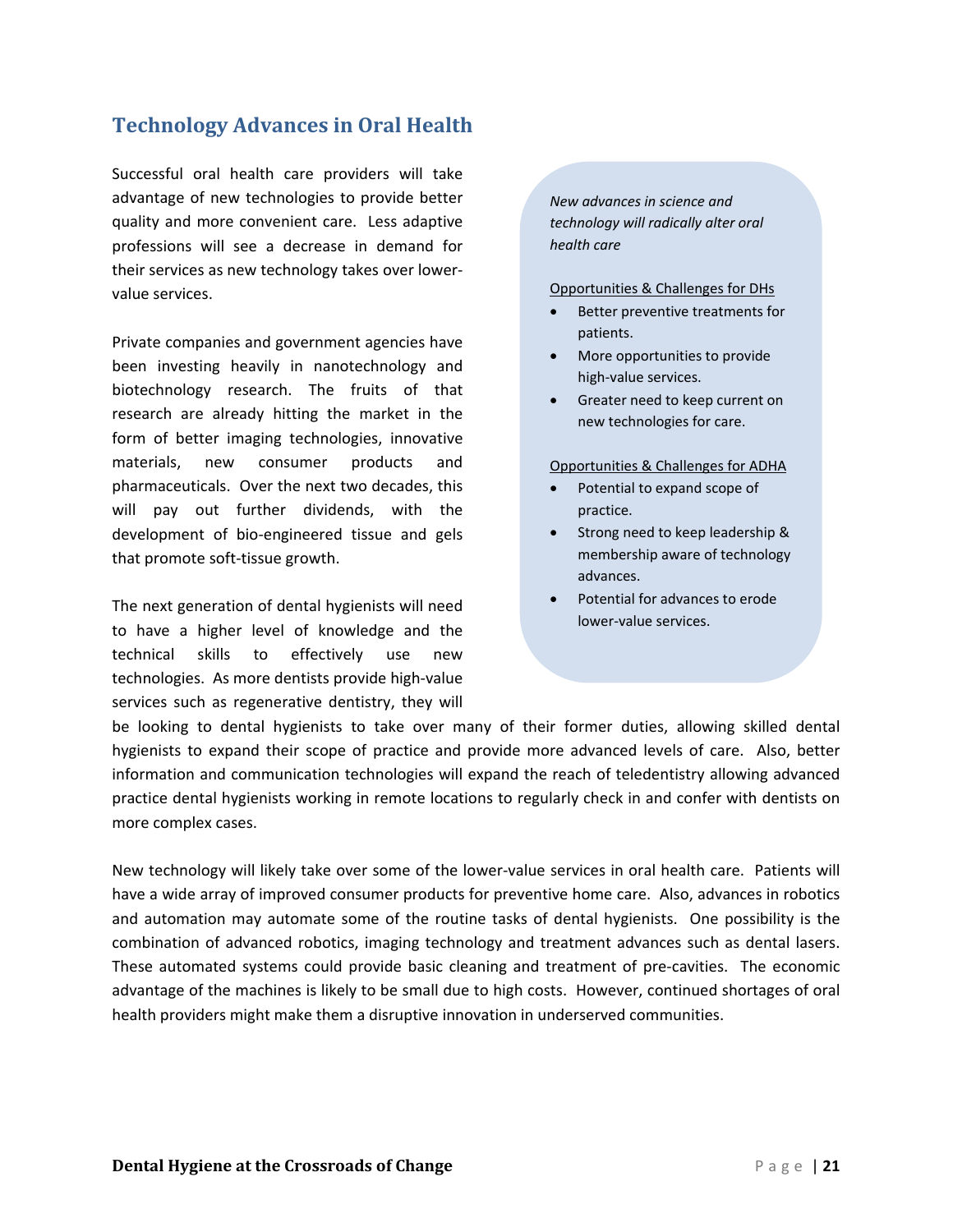## Technology Advances in Oral Health

Successful oral health care providers will take advantage of new technologies to provide better quality and more convenient care. Less adaptive professions will see a decrease in demand for their services as new technology takes over lower-value services.

Private companies and government agencies have been investing heavily in nanotechnology and biotechnology research. The fruits of that research are already hitting the market in the form of better imaging technologies, innovative materials, new consumer products and pharmaceuticals. Over the next two decades, this will pay out further dividends, with the development of bio-engineered tissue and gels that promote soft-tissue growth.

The next generation of dental hygienists will need to have a higher level of knowledge and the technical skills to effectively use new technologies. As more dentists provide high-value services such as regenerative dentistry, they will be looking to dental hygienists to take over many of their former duties, allowing skilled dental hygienists to expand their scope of practice and provide more advanced levels of care. Also, better information and communication technologies will expand the reach of teledentistry allowing advanced practice dental hygienists working in remote locations to regularly check in and confer with dentists on more complex cases.

New technology will likely take over some of the lower-value services in oral health care. Patients will have a wide array of improved consumer products for preventive home care. Also, advances in robotics and automation may automate some of the routine tasks of dental hygienists. One possibility is the combination of advanced robotics, imaging technology and treatment advances such as dental lasers. These automated systems could provide basic cleaning and treatment of pre-cavities. The economic advantage of the machines is likely to be small due to high costs. However, continued shortages of oral health providers might make them a disruptive innovation in underserved communities.

*New advances in science and technology will radically alter oral health care*

Opportunities & Challenges for DHs

- Better preventive treatments for patients.
- More opportunities to provide high-value services.
- Greater need to keep current on new technologies for care.

Opportunities & Challenges for ADHA

- Potential to expand scope of practice.
- Strong need to keep leadership & membership aware of technology advances.
- Potential for advances to erode lower-value services.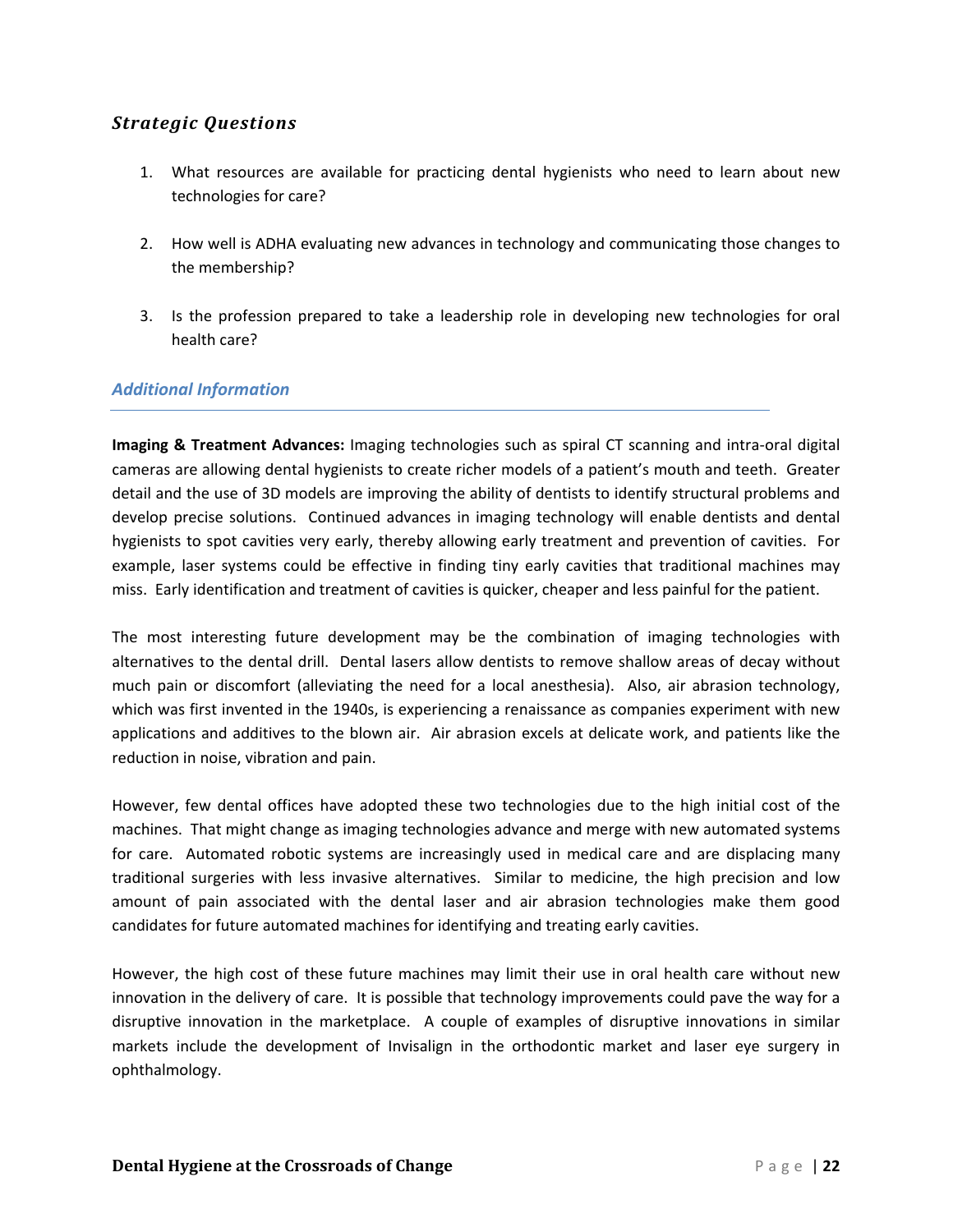### *Strategic Questions*

1. What resources are available for practicing dental hygienists who need to learn about new technologies for care?

2. How well is ADHA evaluating new advances in technology and communicating those changes to the membership?

3. Is the profession prepared to take a leadership role in developing new technologies for oral health care?

### *Additional Information*

---

**Imaging & Treatment Advances:** Imaging technologies such as spiral CT scanning and intra-oral digital cameras are allowing dental hygienists to create richer models of a patient's mouth and teeth. Greater detail and the use of 3D models are improving the ability of dentists to identify structural problems and develop precise solutions. Continued advances in imaging technology will enable dentists and dental hygienists to spot cavities very early, thereby allowing early treatment and prevention of cavities. For example, laser systems could be effective in finding tiny early cavities that traditional machines may miss. Early identification and treatment of cavities is quicker, cheaper and less painful for the patient.

The most interesting future development may be the combination of imaging technologies with alternatives to the dental drill. Dental lasers allow dentists to remove shallow areas of decay without much pain or discomfort (alleviating the need for a local anesthesia). Also, air abrasion technology, which was first invented in the 1940s, is experiencing a renaissance as companies experiment with new applications and additives to the blown air. Air abrasion excels at delicate work, and patients like the reduction in noise, vibration and pain.

However, few dental offices have adopted these two technologies due to the high initial cost of the machines. That might change as imaging technologies advance and merge with new automated systems for care. Automated robotic systems are increasingly used in medical care and are displacing many traditional surgeries with less invasive alternatives. Similar to medicine, the high precision and low amount of pain associated with the dental laser and air abrasion technologies make them good candidates for future automated machines for identifying and treating early cavities.

However, the high cost of these future machines may limit their use in oral health care without new innovation in the delivery of care. It is possible that technology improvements could pave the way for a disruptive innovation in the marketplace. A couple of examples of disruptive innovations in similar markets include the development of Invisalign in the orthodontic market and laser eye surgery in ophthalmology.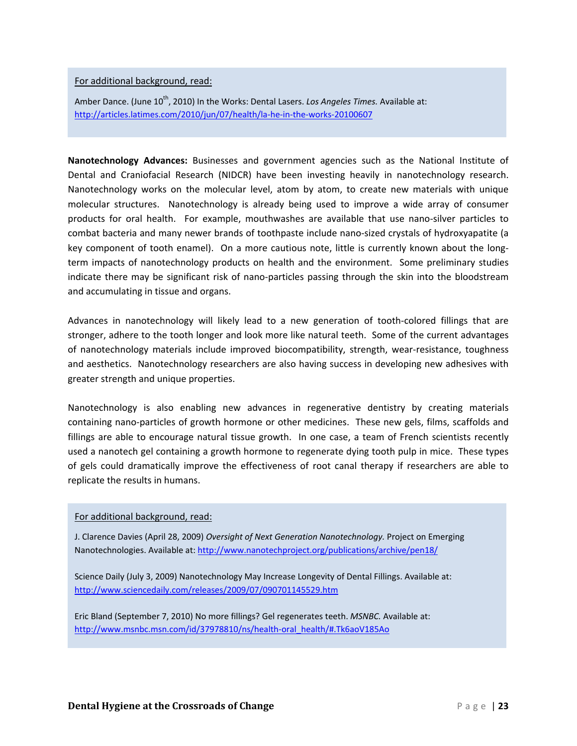For additional background, read:

Amber Dance. (June 10th, 2010) In the Works: Dental Lasers. *Los Angeles Times.* Available at: http://articles.latimes.com/2010/jun/07/health/la-he-in-the-works-20100607

**Nanotechnology Advances:** Businesses and government agencies such as the National Institute of Dental and Craniofacial Research (NIDCR) have been investing heavily in nanotechnology research. Nanotechnology works on the molecular level, atom by atom, to create new materials with unique molecular structures. Nanotechnology is already being used to improve a wide array of consumer products for oral health. For example, mouthwashes are available that use nano-silver particles to combat bacteria and many newer brands of toothpaste include nano-sized crystals of hydroxyapatite (a key component of tooth enamel). On a more cautious note, little is currently known about the long-term impacts of nanotechnology products on health and the environment. Some preliminary studies indicate there may be significant risk of nano-particles passing through the skin into the bloodstream and accumulating in tissue and organs.

Advances in nanotechnology will likely lead to a new generation of tooth-colored fillings that are stronger, adhere to the tooth longer and look more like natural teeth. Some of the current advantages of nanotechnology materials include improved biocompatibility, strength, wear-resistance, toughness and aesthetics. Nanotechnology researchers are also having success in developing new adhesives with greater strength and unique properties.

Nanotechnology is also enabling new advances in regenerative dentistry by creating materials containing nano-particles of growth hormone or other medicines. These new gels, films, scaffolds and fillings are able to encourage natural tissue growth. In one case, a team of French scientists recently used a nanotech gel containing a growth hormone to regenerate dying tooth pulp in mice. These types of gels could dramatically improve the effectiveness of root canal therapy if researchers are able to replicate the results in humans.

For additional background, read:

J. Clarence Davies (April 28, 2009) *Oversight of Next Generation Nanotechnology.* Project on Emerging Nanotechnologies. Available at: http://www.nanotechproject.org/publications/archive/pen18/

Science Daily (July 3, 2009) Nanotechnology May Increase Longevity of Dental Fillings. Available at: http://www.sciencedaily.com/releases/2009/07/090701145529.htm

Eric Bland (September 7, 2010) No more fillings? Gel regenerates teeth. *MSNBC.* Available at: http://www.msnbc.msn.com/id/37978810/ns/health-oral_health/#.Tk6aoV185Ao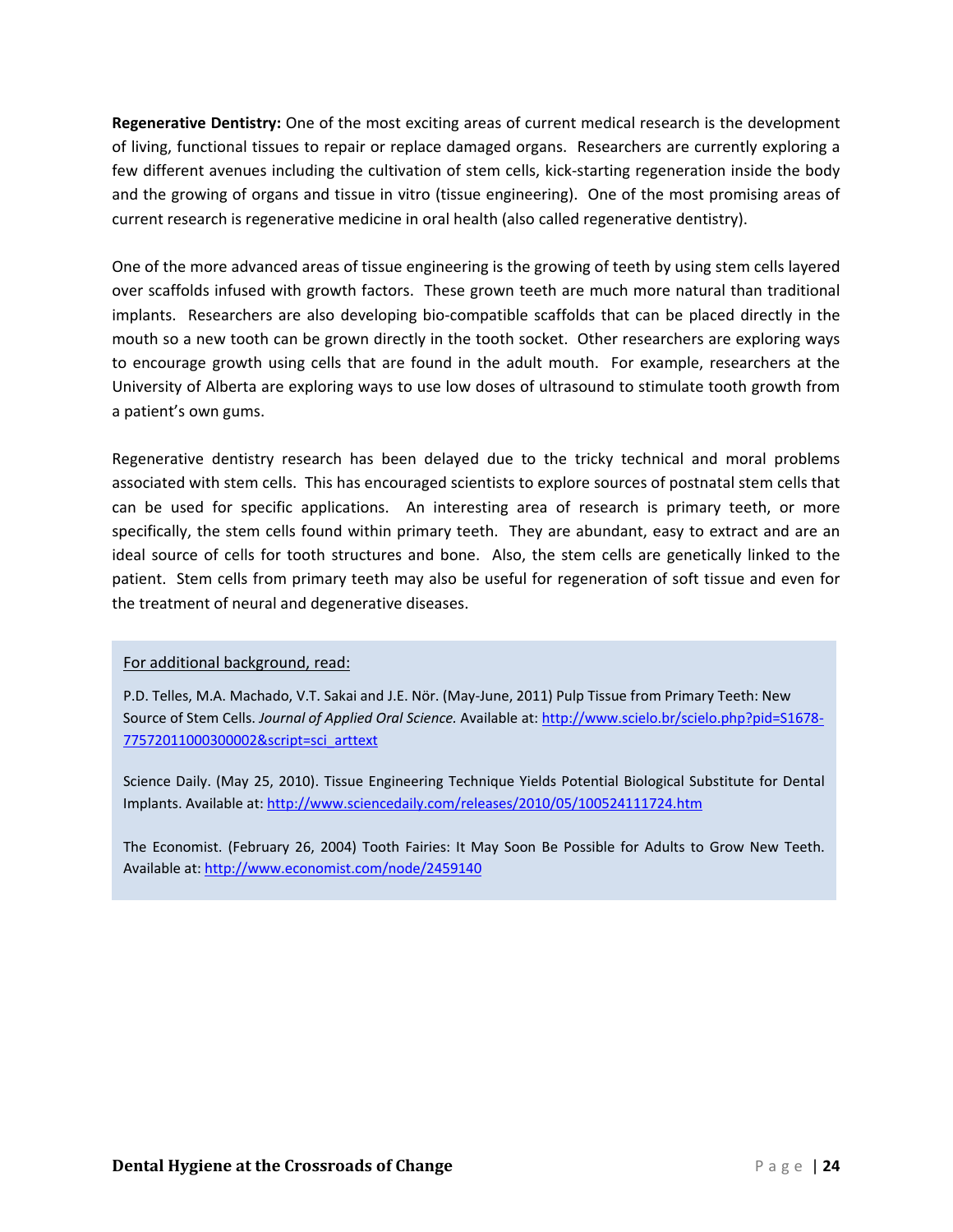**Regenerative Dentistry:** One of the most exciting areas of current medical research is the development of living, functional tissues to repair or replace damaged organs. Researchers are currently exploring a few different avenues including the cultivation of stem cells, kick-starting regeneration inside the body and the growing of organs and tissue in vitro (tissue engineering). One of the most promising areas of current research is regenerative medicine in oral health (also called regenerative dentistry).

One of the more advanced areas of tissue engineering is the growing of teeth by using stem cells layered over scaffolds infused with growth factors. These grown teeth are much more natural than traditional implants. Researchers are also developing bio-compatible scaffolds that can be placed directly in the mouth so a new tooth can be grown directly in the tooth socket. Other researchers are exploring ways to encourage growth using cells that are found in the adult mouth. For example, researchers at the University of Alberta are exploring ways to use low doses of ultrasound to stimulate tooth growth from a patient's own gums.

Regenerative dentistry research has been delayed due to the tricky technical and moral problems associated with stem cells. This has encouraged scientists to explore sources of postnatal stem cells that can be used for specific applications. An interesting area of research is primary teeth, or more specifically, the stem cells found within primary teeth. They are abundant, easy to extract and are an ideal source of cells for tooth structures and bone. Also, the stem cells are genetically linked to the patient. Stem cells from primary teeth may also be useful for regeneration of soft tissue and even for the treatment of neural and degenerative diseases.

For additional background, read:

P.D. Telles, M.A. Machado, V.T. Sakai and J.E. Nör. (May-June, 2011) Pulp Tissue from Primary Teeth: New Source of Stem Cells. *Journal of Applied Oral Science.* Available at: http://www.scielo.br/scielo.php?pid=S1678-77572011000300002&script=sci_arttext

Science Daily. (May 25, 2010). Tissue Engineering Technique Yields Potential Biological Substitute for Dental Implants. Available at: http://www.sciencedaily.com/releases/2010/05/100524111724.htm

The Economist. (February 26, 2004) Tooth Fairies: It May Soon Be Possible for Adults to Grow New Teeth. Available at: http://www.economist.com/node/2459140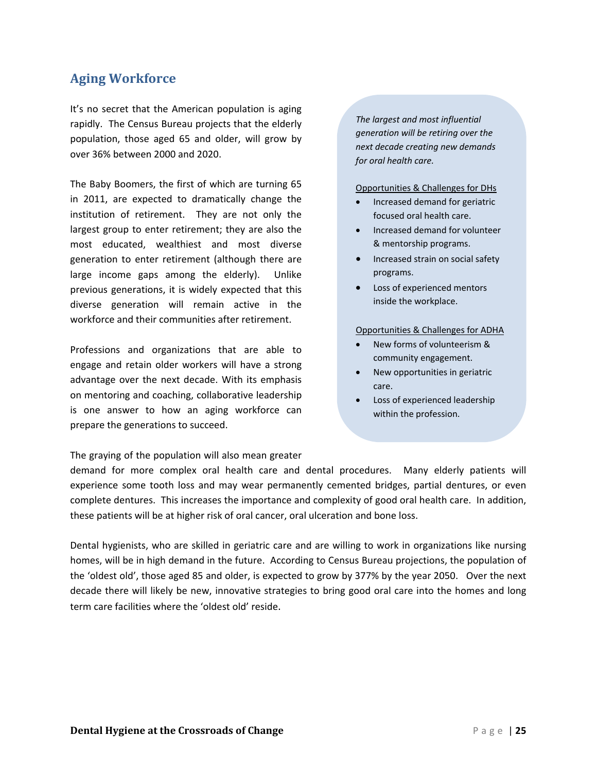## Aging Workforce

It's no secret that the American population is aging rapidly. The Census Bureau projects that the elderly population, those aged 65 and older, will grow by over 36% between 2000 and 2020.

The Baby Boomers, the first of which are turning 65 in 2011, are expected to dramatically change the institution of retirement. They are not only the largest group to enter retirement; they are also the most educated, wealthiest and most diverse generation to enter retirement (although there are large income gaps among the elderly). Unlike previous generations, it is widely expected that this diverse generation will remain active in the workforce and their communities after retirement.

Professions and organizations that are able to engage and retain older workers will have a strong advantage over the next decade. With its emphasis on mentoring and coaching, collaborative leadership is one answer to how an aging workforce can prepare the generations to succeed.

*The largest and most influential generation will be retiring over the next decade creating new demands for oral health care.*

Opportunities & Challenges for DHs

- Increased demand for geriatric focused oral health care.
- Increased demand for volunteer & mentorship programs.
- Increased strain on social safety programs.
- Loss of experienced mentors inside the workplace.

Opportunities & Challenges for ADHA

- New forms of volunteerism & community engagement.
- New opportunities in geriatric care.
- Loss of experienced leadership within the profession.

The graying of the population will also mean greater demand for more complex oral health care and dental procedures. Many elderly patients will experience some tooth loss and may wear permanently cemented bridges, partial dentures, or even complete dentures. This increases the importance and complexity of good oral health care. In addition, these patients will be at higher risk of oral cancer, oral ulceration and bone loss.

Dental hygienists, who are skilled in geriatric care and are willing to work in organizations like nursing homes, will be in high demand in the future. According to Census Bureau projections, the population of the 'oldest old', those aged 85 and older, is expected to grow by 377% by the year 2050. Over the next decade there will likely be new, innovative strategies to bring good oral care into the homes and long term care facilities where the 'oldest old' reside.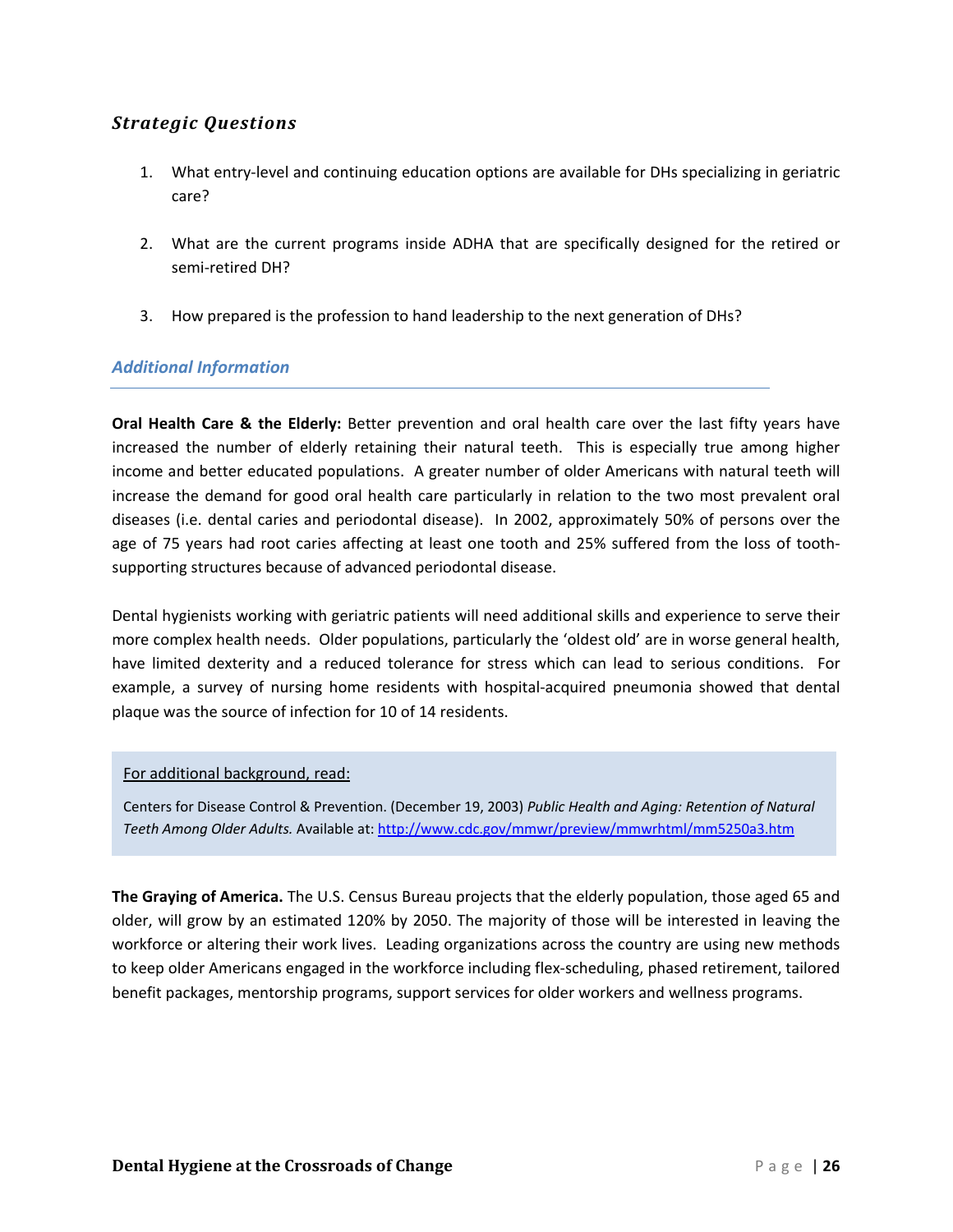### *Strategic Questions*

1. What entry-level and continuing education options are available for DHs specializing in geriatric care?

2. What are the current programs inside ADHA that are specifically designed for the retired or semi-retired DH?

3. How prepared is the profession to hand leadership to the next generation of DHs?

## *Additional Information*

**Oral Health Care & the Elderly:** Better prevention and oral health care over the last fifty years have increased the number of elderly retaining their natural teeth. This is especially true among higher income and better educated populations. A greater number of older Americans with natural teeth will increase the demand for good oral health care particularly in relation to the two most prevalent oral diseases (i.e. dental caries and periodontal disease). In 2002, approximately 50% of persons over the age of 75 years had root caries affecting at least one tooth and 25% suffered from the loss of tooth-supporting structures because of advanced periodontal disease.

Dental hygienists working with geriatric patients will need additional skills and experience to serve their more complex health needs. Older populations, particularly the 'oldest old' are in worse general health, have limited dexterity and a reduced tolerance for stress which can lead to serious conditions. For example, a survey of nursing home residents with hospital-acquired pneumonia showed that dental plaque was the source of infection for 10 of 14 residents.

> For additional background, read:
>
> Centers for Disease Control & Prevention. (December 19, 2003) *Public Health and Aging: Retention of Natural Teeth Among Older Adults.* Available at: http://www.cdc.gov/mmwr/preview/mmwrhtml/mm5250a3.htm

**The Graying of America.** The U.S. Census Bureau projects that the elderly population, those aged 65 and older, will grow by an estimated 120% by 2050. The majority of those will be interested in leaving the workforce or altering their work lives. Leading organizations across the country are using new methods to keep older Americans engaged in the workforce including flex-scheduling, phased retirement, tailored benefit packages, mentorship programs, support services for older workers and wellness programs.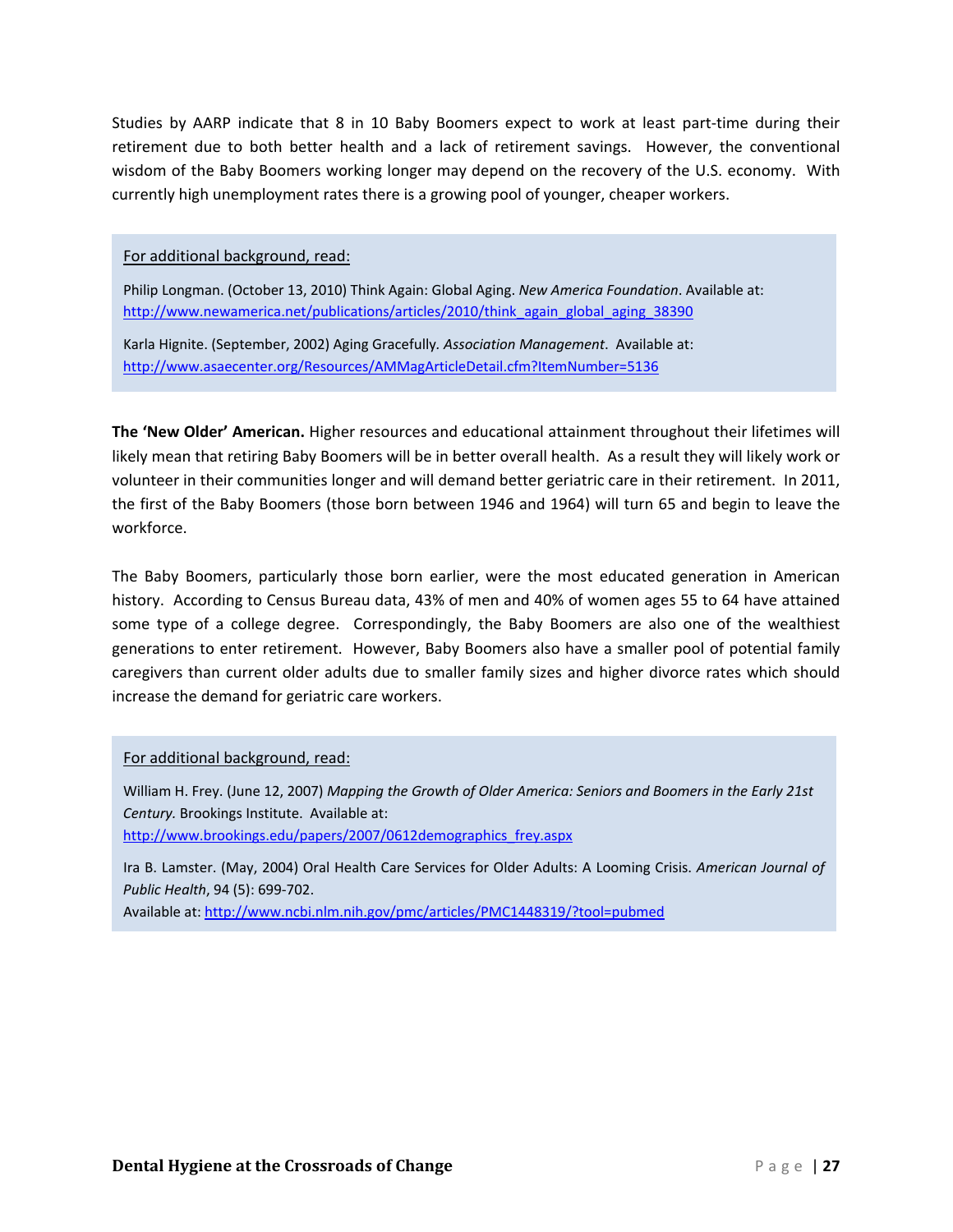Studies by AARP indicate that 8 in 10 Baby Boomers expect to work at least part-time during their retirement due to both better health and a lack of retirement savings. However, the conventional wisdom of the Baby Boomers working longer may depend on the recovery of the U.S. economy. With currently high unemployment rates there is a growing pool of younger, cheaper workers.

> For additional background, read:
>
> Philip Longman. (October 13, 2010) Think Again: Global Aging. *New America Foundation*. Available at: http://www.newamerica.net/publications/articles/2010/think_again_global_aging_38390
>
> Karla Hignite. (September, 2002) Aging Gracefully. *Association Management*. Available at: http://www.asaecenter.org/Resources/AMMagArticleDetail.cfm?ItemNumber=5136

**The 'New Older' American.** Higher resources and educational attainment throughout their lifetimes will likely mean that retiring Baby Boomers will be in better overall health. As a result they will likely work or volunteer in their communities longer and will demand better geriatric care in their retirement. In 2011, the first of the Baby Boomers (those born between 1946 and 1964) will turn 65 and begin to leave the workforce.

The Baby Boomers, particularly those born earlier, were the most educated generation in American history. According to Census Bureau data, 43% of men and 40% of women ages 55 to 64 have attained some type of a college degree. Correspondingly, the Baby Boomers are also one of the wealthiest generations to enter retirement. However, Baby Boomers also have a smaller pool of potential family caregivers than current older adults due to smaller family sizes and higher divorce rates which should increase the demand for geriatric care workers.

> For additional background, read:
>
> William H. Frey. (June 12, 2007) *Mapping the Growth of Older America: Seniors and Boomers in the Early 21st Century.* Brookings Institute. Available at: http://www.brookings.edu/papers/2007/0612demographics_frey.aspx
>
> Ira B. Lamster. (May, 2004) Oral Health Care Services for Older Adults: A Looming Crisis. *American Journal of Public Health*, 94 (5): 699-702.
> Available at: http://www.ncbi.nlm.nih.gov/pmc/articles/PMC1448319/?tool=pubmed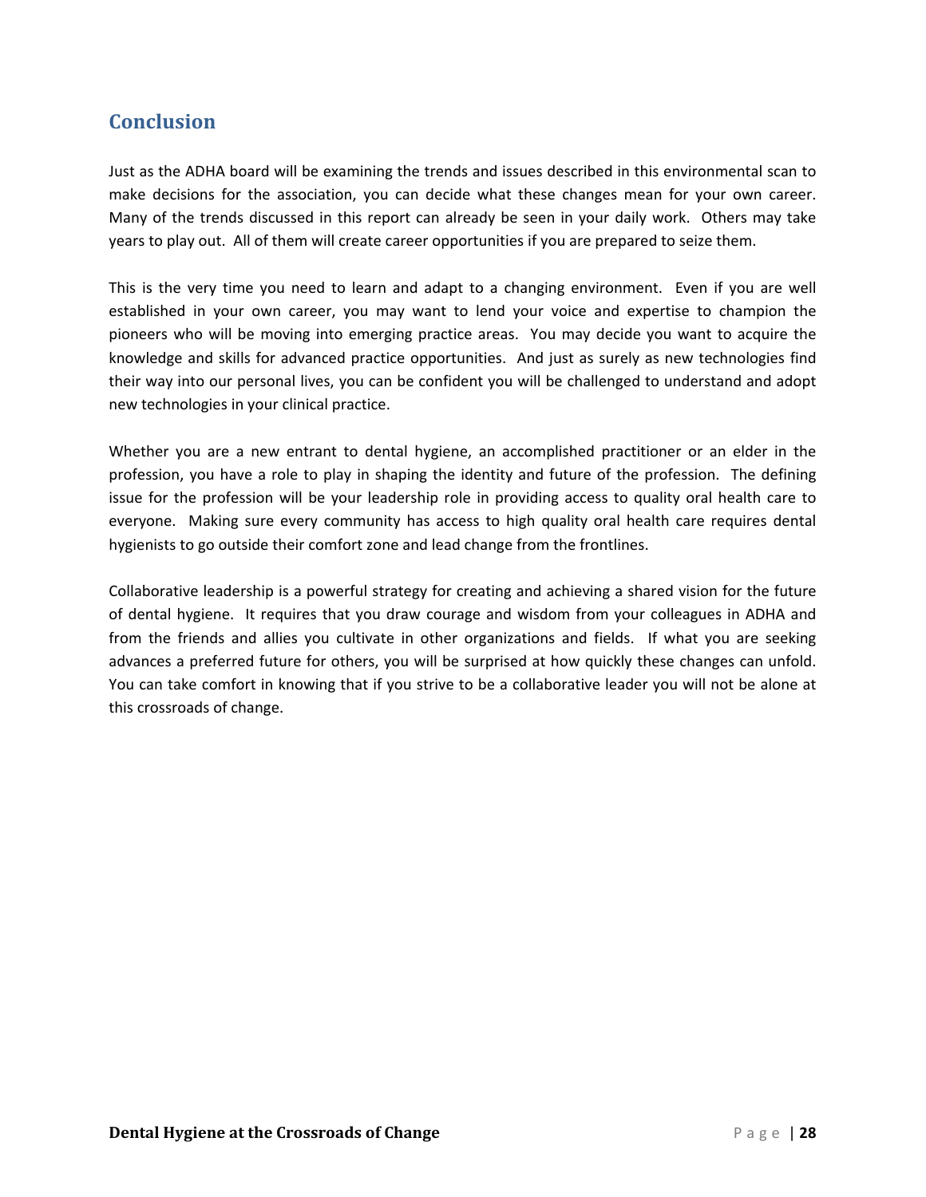## Conclusion

Just as the ADHA board will be examining the trends and issues described in this environmental scan to make decisions for the association, you can decide what these changes mean for your own career. Many of the trends discussed in this report can already be seen in your daily work. Others may take years to play out. All of them will create career opportunities if you are prepared to seize them.

This is the very time you need to learn and adapt to a changing environment. Even if you are well established in your own career, you may want to lend your voice and expertise to champion the pioneers who will be moving into emerging practice areas. You may decide you want to acquire the knowledge and skills for advanced practice opportunities. And just as surely as new technologies find their way into our personal lives, you can be confident you will be challenged to understand and adopt new technologies in your clinical practice.

Whether you are a new entrant to dental hygiene, an accomplished practitioner or an elder in the profession, you have a role to play in shaping the identity and future of the profession. The defining issue for the profession will be your leadership role in providing access to quality oral health care to everyone. Making sure every community has access to high quality oral health care requires dental hygienists to go outside their comfort zone and lead change from the frontlines.

Collaborative leadership is a powerful strategy for creating and achieving a shared vision for the future of dental hygiene. It requires that you draw courage and wisdom from your colleagues in ADHA and from the friends and allies you cultivate in other organizations and fields. If what you are seeking advances a preferred future for others, you will be surprised at how quickly these changes can unfold. You can take comfort in knowing that if you strive to be a collaborative leader you will not be alone at this crossroads of change.